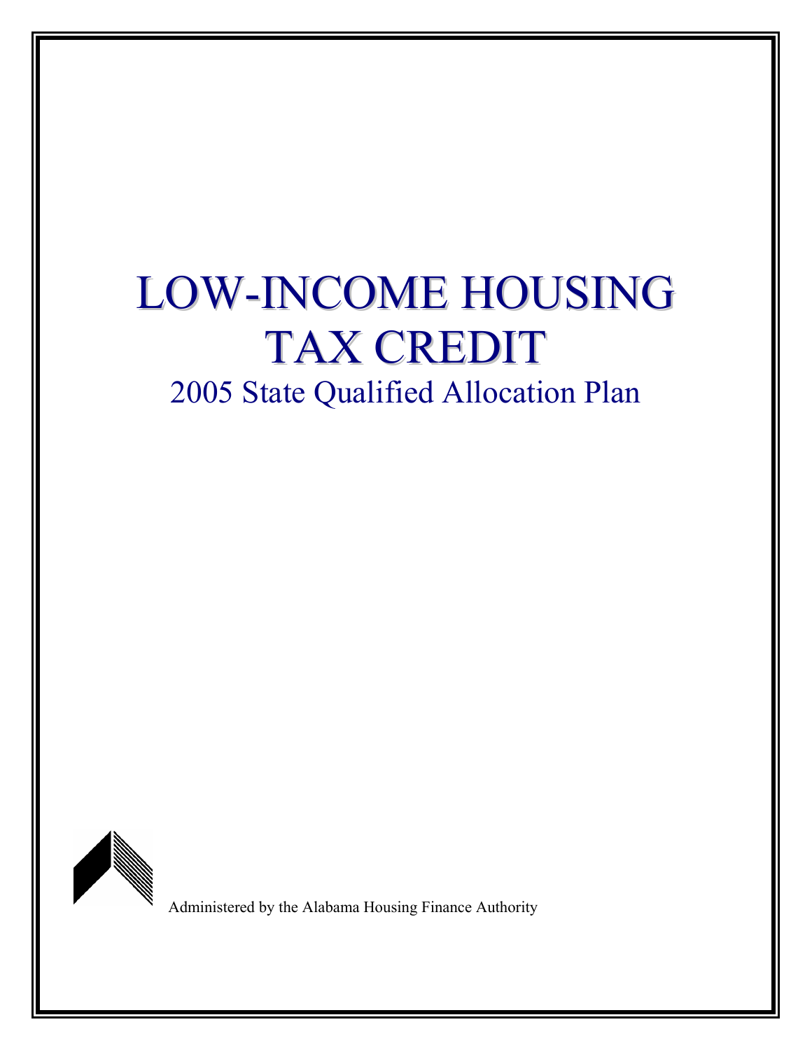# LOW-INCOME HOUSING TAX CREDIT

## 2005 State Qualified Allocation Plan

Administered by the Alabama Housing Finance Authority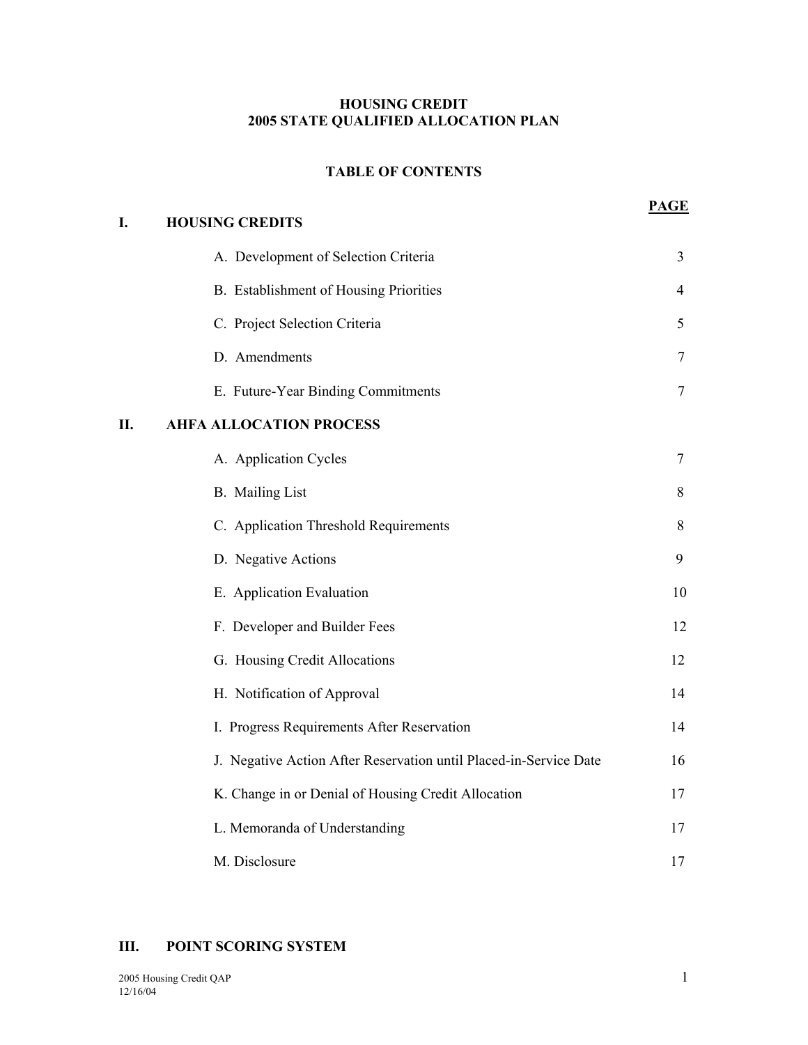**HOUSING CREDIT**
**2005 STATE QUALIFIED ALLOCATION PLAN**

**TABLE OF CONTENTS**

| | | **PAGE** |
|---|---|---|
| **I.** | **HOUSING CREDITS** | |
| | A. Development of Selection Criteria | 3 |
| | B. Establishment of Housing Priorities | 4 |
| | C. Project Selection Criteria | 5 |
| | D. Amendments | 7 |
| | E. Future-Year Binding Commitments | 7 |
| **II.** | **AHFA ALLOCATION PROCESS** | |
| | A. Application Cycles | 7 |
| | B. Mailing List | 8 |
| | C. Application Threshold Requirements | 8 |
| | D. Negative Actions | 9 |
| | E. Application Evaluation | 10 |
| | F. Developer and Builder Fees | 12 |
| | G. Housing Credit Allocations | 12 |
| | H. Notification of Approval | 14 |
| | I. Progress Requirements After Reservation | 14 |
| | J. Negative Action After Reservation until Placed-in-Service Date | 16 |
| | K. Change in or Denial of Housing Credit Allocation | 17 |
| | L. Memoranda of Understanding | 17 |
| | M. Disclosure | 17 |
| **III.** | **POINT SCORING SYSTEM** | |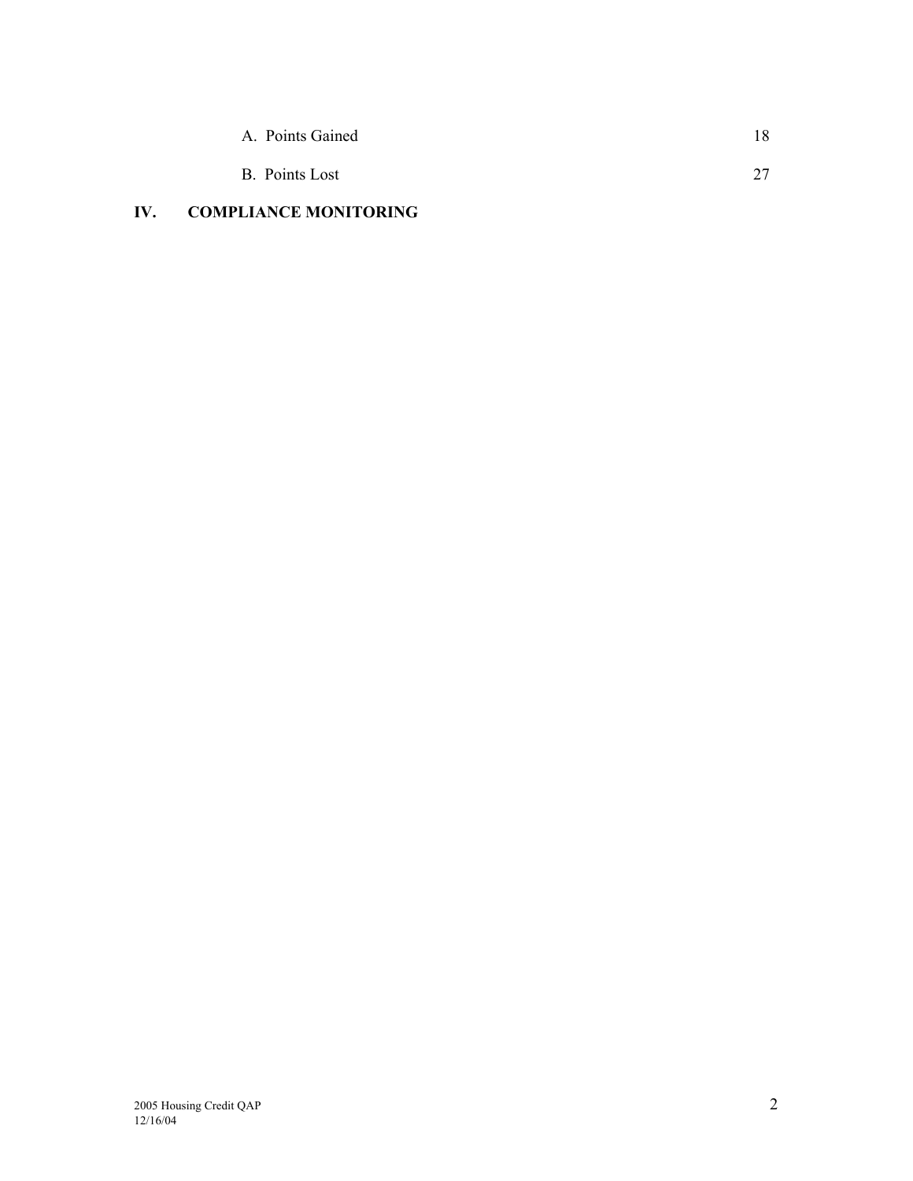A. Points Gained 18

B. Points Lost 27

**IV. COMPLIANCE MONITORING**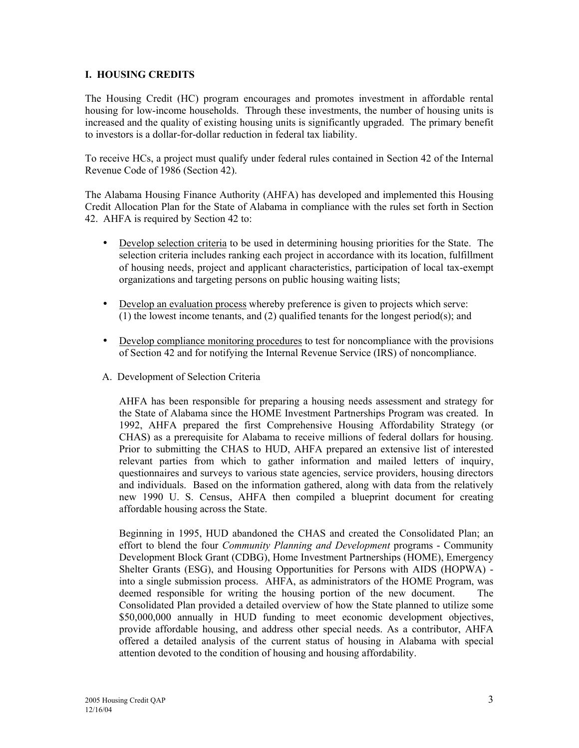## I. HOUSING CREDITS

The Housing Credit (HC) program encourages and promotes investment in affordable rental housing for low-income households. Through these investments, the number of housing units is increased and the quality of existing housing units is significantly upgraded. The primary benefit to investors is a dollar-for-dollar reduction in federal tax liability.

To receive HCs, a project must qualify under federal rules contained in Section 42 of the Internal Revenue Code of 1986 (Section 42).

The Alabama Housing Finance Authority (AHFA) has developed and implemented this Housing Credit Allocation Plan for the State of Alabama in compliance with the rules set forth in Section 42. AHFA is required by Section 42 to:

- Develop selection criteria to be used in determining housing priorities for the State. The selection criteria includes ranking each project in accordance with its location, fulfillment of housing needs, project and applicant characteristics, participation of local tax-exempt organizations and targeting persons on public housing waiting lists;
- Develop an evaluation process whereby preference is given to projects which serve: (1) the lowest income tenants, and (2) qualified tenants for the longest period(s); and
- Develop compliance monitoring procedures to test for noncompliance with the provisions of Section 42 and for notifying the Internal Revenue Service (IRS) of noncompliance.

### A. Development of Selection Criteria

AHFA has been responsible for preparing a housing needs assessment and strategy for the State of Alabama since the HOME Investment Partnerships Program was created. In 1992, AHFA prepared the first Comprehensive Housing Affordability Strategy (or CHAS) as a prerequisite for Alabama to receive millions of federal dollars for housing. Prior to submitting the CHAS to HUD, AHFA prepared an extensive list of interested relevant parties from which to gather information and mailed letters of inquiry, questionnaires and surveys to various state agencies, service providers, housing directors and individuals. Based on the information gathered, along with data from the relatively new 1990 U. S. Census, AHFA then compiled a blueprint document for creating affordable housing across the State.

Beginning in 1995, HUD abandoned the CHAS and created the Consolidated Plan; an effort to blend the four *Community Planning and Development* programs - Community Development Block Grant (CDBG), Home Investment Partnerships (HOME), Emergency Shelter Grants (ESG), and Housing Opportunities for Persons with AIDS (HOPWA) - into a single submission process. AHFA, as administrators of the HOME Program, was deemed responsible for writing the housing portion of the new document. The Consolidated Plan provided a detailed overview of how the State planned to utilize some $50,000,000 annually in HUD funding to meet economic development objectives, provide affordable housing, and address other special needs. As a contributor, AHFA offered a detailed analysis of the current status of housing in Alabama with special attention devoted to the condition of housing and housing affordability.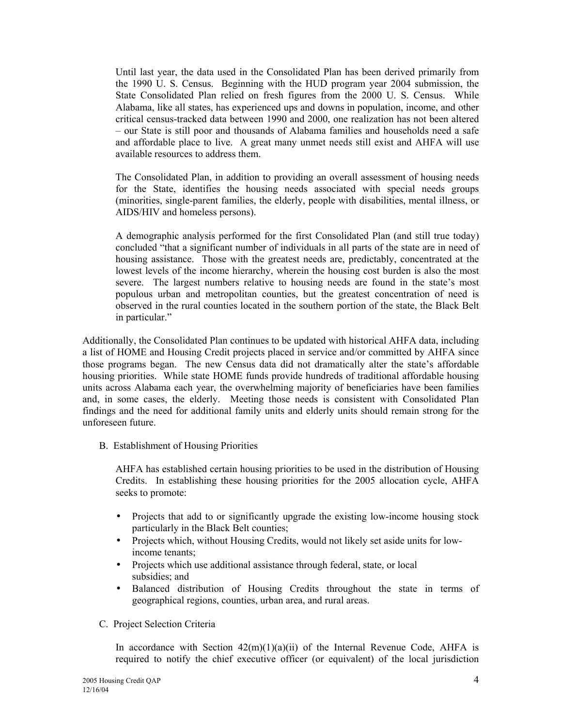Until last year, the data used in the Consolidated Plan has been derived primarily from the 1990 U. S. Census. Beginning with the HUD program year 2004 submission, the State Consolidated Plan relied on fresh figures from the 2000 U. S. Census. While Alabama, like all states, has experienced ups and downs in population, income, and other critical census-tracked data between 1990 and 2000, one realization has not been altered – our State is still poor and thousands of Alabama families and households need a safe and affordable place to live. A great many unmet needs still exist and AHFA will use available resources to address them.

The Consolidated Plan, in addition to providing an overall assessment of housing needs for the State, identifies the housing needs associated with special needs groups (minorities, single-parent families, the elderly, people with disabilities, mental illness, or AIDS/HIV and homeless persons).

A demographic analysis performed for the first Consolidated Plan (and still true today) concluded "that a significant number of individuals in all parts of the state are in need of housing assistance. Those with the greatest needs are, predictably, concentrated at the lowest levels of the income hierarchy, wherein the housing cost burden is also the most severe. The largest numbers relative to housing needs are found in the state's most populous urban and metropolitan counties, but the greatest concentration of need is observed in the rural counties located in the southern portion of the state, the Black Belt in particular."

Additionally, the Consolidated Plan continues to be updated with historical AHFA data, including a list of HOME and Housing Credit projects placed in service and/or committed by AHFA since those programs began. The new Census data did not dramatically alter the state's affordable housing priorities. While state HOME funds provide hundreds of traditional affordable housing units across Alabama each year, the overwhelming majority of beneficiaries have been families and, in some cases, the elderly. Meeting those needs is consistent with Consolidated Plan findings and the need for additional family units and elderly units should remain strong for the unforeseen future.

B. Establishment of Housing Priorities

AHFA has established certain housing priorities to be used in the distribution of Housing Credits. In establishing these housing priorities for the 2005 allocation cycle, AHFA seeks to promote:

- Projects that add to or significantly upgrade the existing low-income housing stock particularly in the Black Belt counties;
- Projects which, without Housing Credits, would not likely set aside units for low-income tenants;
- Projects which use additional assistance through federal, state, or local subsidies; and
- Balanced distribution of Housing Credits throughout the state in terms of geographical regions, counties, urban area, and rural areas.

C. Project Selection Criteria

In accordance with Section 42(m)(1)(a)(ii) of the Internal Revenue Code, AHFA is required to notify the chief executive officer (or equivalent) of the local jurisdiction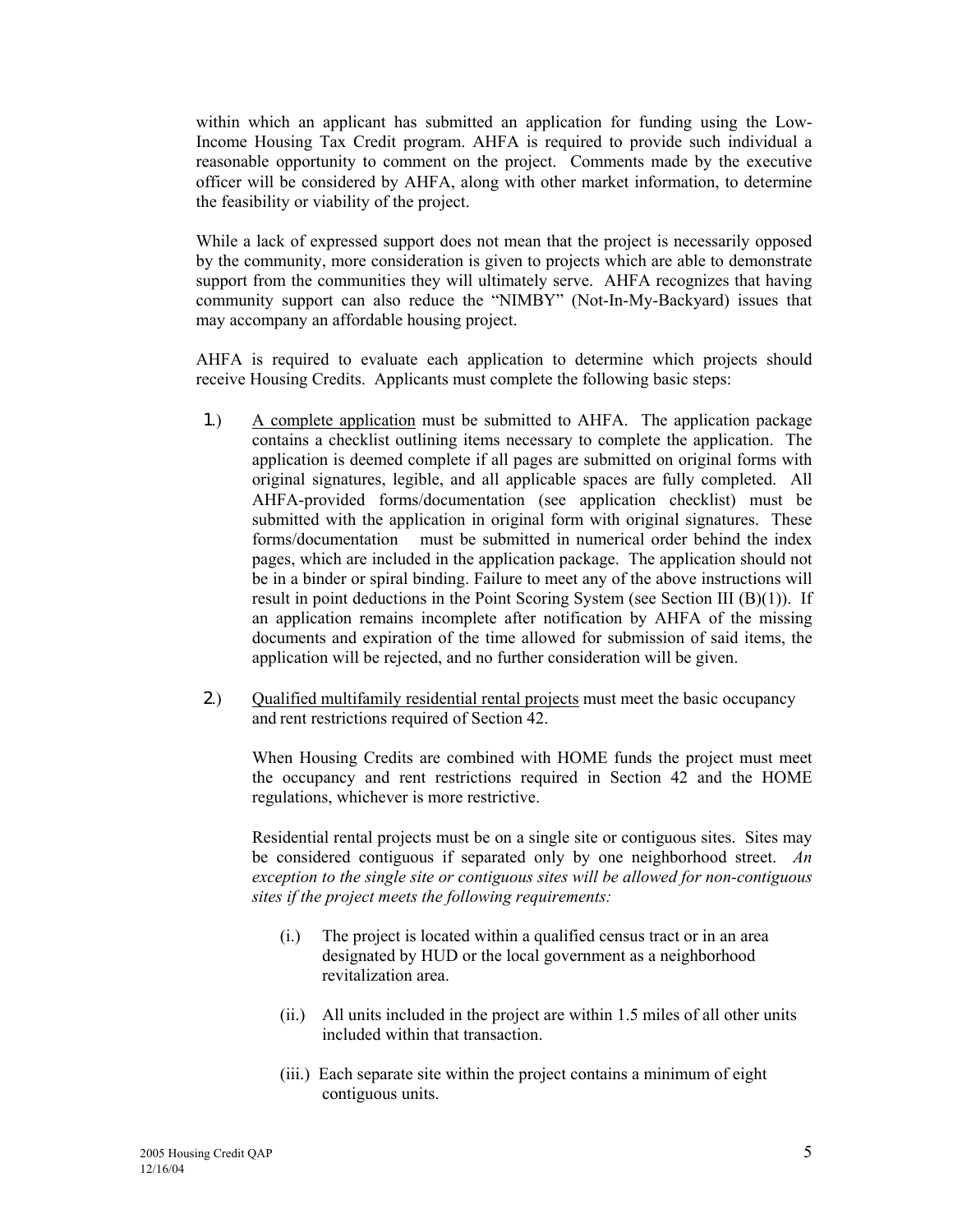within which an applicant has submitted an application for funding using the Low-Income Housing Tax Credit program. AHFA is required to provide such individual a reasonable opportunity to comment on the project. Comments made by the executive officer will be considered by AHFA, along with other market information, to determine the feasibility or viability of the project.

While a lack of expressed support does not mean that the project is necessarily opposed by the community, more consideration is given to projects which are able to demonstrate support from the communities they will ultimately serve. AHFA recognizes that having community support can also reduce the "NIMBY" (Not-In-My-Backyard) issues that may accompany an affordable housing project.

AHFA is required to evaluate each application to determine which projects should receive Housing Credits. Applicants must complete the following basic steps:

1.) A complete application must be submitted to AHFA. The application package contains a checklist outlining items necessary to complete the application. The application is deemed complete if all pages are submitted on original forms with original signatures, legible, and all applicable spaces are fully completed. All AHFA-provided forms/documentation (see application checklist) must be submitted with the application in original form with original signatures. These forms/documentation must be submitted in numerical order behind the index pages, which are included in the application package. The application should not be in a binder or spiral binding. Failure to meet any of the above instructions will result in point deductions in the Point Scoring System (see Section III (B)(1)). If an application remains incomplete after notification by AHFA of the missing documents and expiration of the time allowed for submission of said items, the application will be rejected, and no further consideration will be given.

2.) Qualified multifamily residential rental projects must meet the basic occupancy and rent restrictions required of Section 42.

   When Housing Credits are combined with HOME funds the project must meet the occupancy and rent restrictions required in Section 42 and the HOME regulations, whichever is more restrictive.

   Residential rental projects must be on a single site or contiguous sites. Sites may be considered contiguous if separated only by one neighborhood street. *An exception to the single site or contiguous sites will be allowed for non-contiguous sites if the project meets the following requirements:*

   (i.) The project is located within a qualified census tract or in an area designated by HUD or the local government as a neighborhood revitalization area.

   (ii.) All units included in the project are within 1.5 miles of all other units included within that transaction.

   (iii.) Each separate site within the project contains a minimum of eight contiguous units.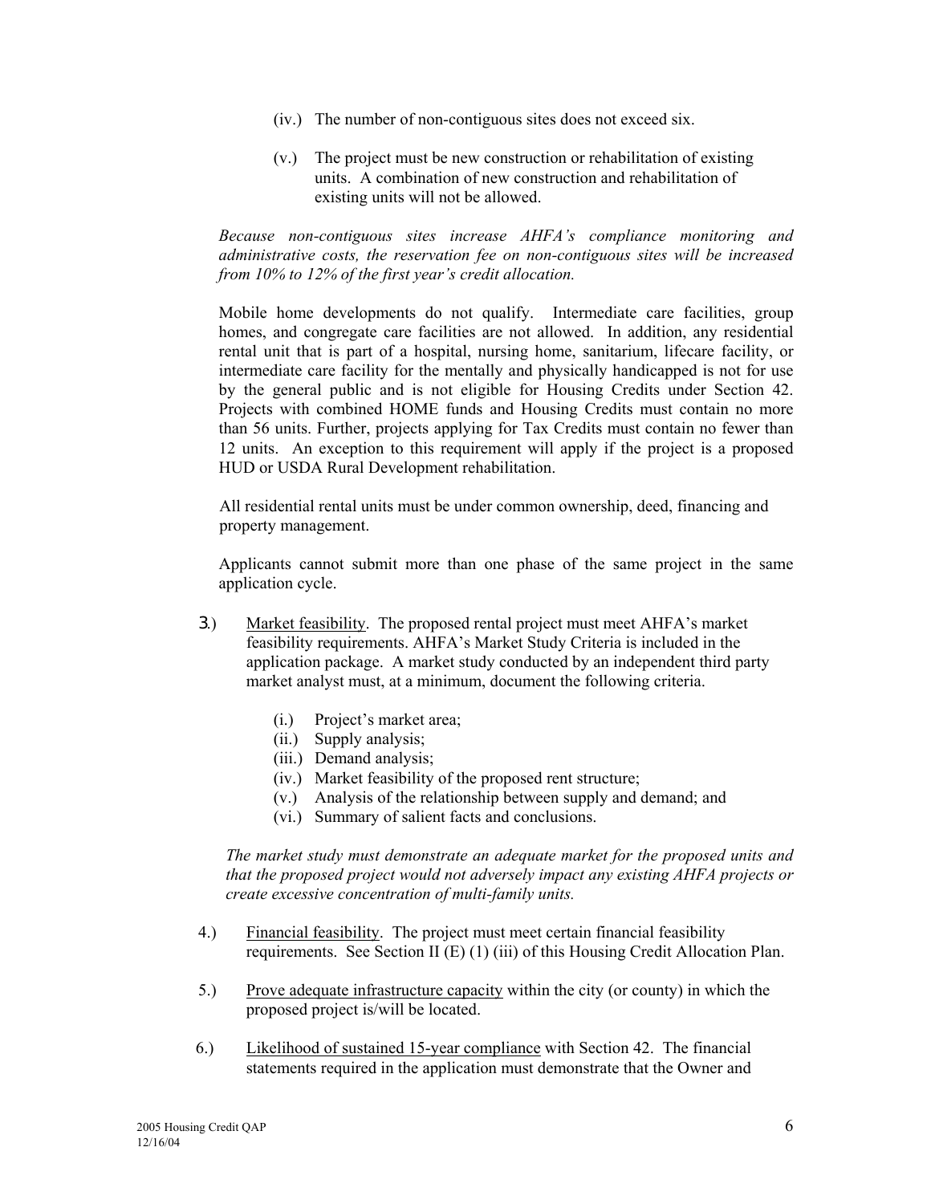(iv.) The number of non-contiguous sites does not exceed six.

(v.) The project must be new construction or rehabilitation of existing units. A combination of new construction and rehabilitation of existing units will not be allowed.

*Because non-contiguous sites increase AHFA's compliance monitoring and administrative costs, the reservation fee on non-contiguous sites will be increased from 10% to 12% of the first year's credit allocation.*

Mobile home developments do not qualify. Intermediate care facilities, group homes, and congregate care facilities are not allowed. In addition, any residential rental unit that is part of a hospital, nursing home, sanitarium, lifecare facility, or intermediate care facility for the mentally and physically handicapped is not for use by the general public and is not eligible for Housing Credits under Section 42. Projects with combined HOME funds and Housing Credits must contain no more than 56 units. Further, projects applying for Tax Credits must contain no fewer than 12 units. An exception to this requirement will apply if the project is a proposed HUD or USDA Rural Development rehabilitation.

All residential rental units must be under common ownership, deed, financing and property management.

Applicants cannot submit more than one phase of the same project in the same application cycle.

3.) Market feasibility. The proposed rental project must meet AHFA's market feasibility requirements. AHFA's Market Study Criteria is included in the application package. A market study conducted by an independent third party market analyst must, at a minimum, document the following criteria.

(i.) Project's market area;
(ii.) Supply analysis;
(iii.) Demand analysis;
(iv.) Market feasibility of the proposed rent structure;
(v.) Analysis of the relationship between supply and demand; and
(vi.) Summary of salient facts and conclusions.

*The market study must demonstrate an adequate market for the proposed units and that the proposed project would not adversely impact any existing AHFA projects or create excessive concentration of multi-family units.*

4.) Financial feasibility. The project must meet certain financial feasibility requirements. See Section II (E) (1) (iii) of this Housing Credit Allocation Plan.

5.) Prove adequate infrastructure capacity within the city (or county) in which the proposed project is/will be located.

6.) Likelihood of sustained 15-year compliance with Section 42. The financial statements required in the application must demonstrate that the Owner and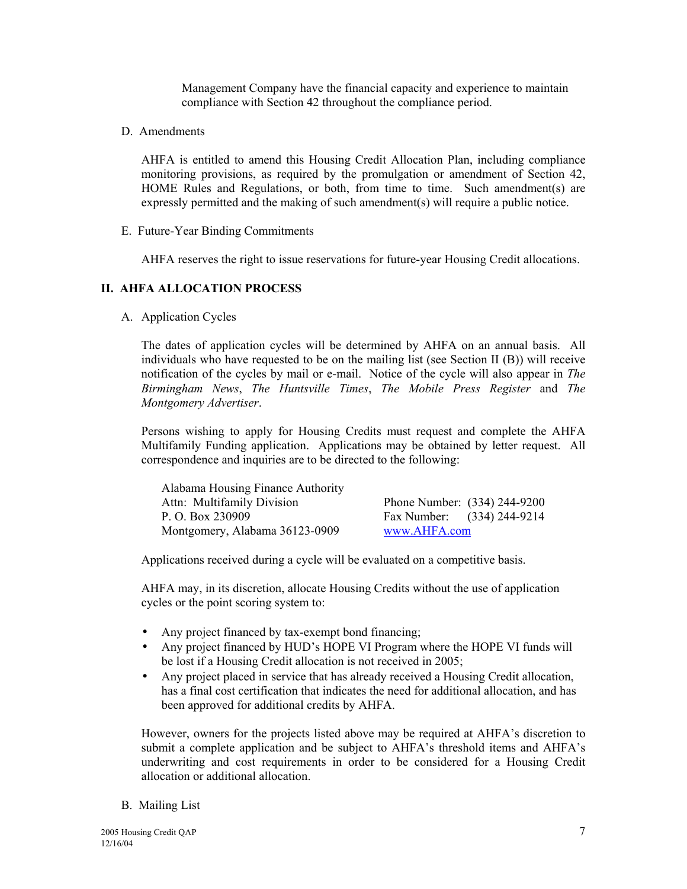Management Company have the financial capacity and experience to maintain compliance with Section 42 throughout the compliance period.

D. Amendments

AHFA is entitled to amend this Housing Credit Allocation Plan, including compliance monitoring provisions, as required by the promulgation or amendment of Section 42, HOME Rules and Regulations, or both, from time to time. Such amendment(s) are expressly permitted and the making of such amendment(s) will require a public notice.

E. Future-Year Binding Commitments

AHFA reserves the right to issue reservations for future-year Housing Credit allocations.

## II. AHFA ALLOCATION PROCESS

A. Application Cycles

The dates of application cycles will be determined by AHFA on an annual basis. All individuals who have requested to be on the mailing list (see Section II (B)) will receive notification of the cycles by mail or e-mail. Notice of the cycle will also appear in *The Birmingham News*, *The Huntsville Times*, *The Mobile Press Register* and *The Montgomery Advertiser*.

Persons wishing to apply for Housing Credits must request and complete the AHFA Multifamily Funding application. Applications may be obtained by letter request. All correspondence and inquiries are to be directed to the following:

Alabama Housing Finance Authority
Attn: Multifamily Division
P. O. Box 230909
Montgomery, Alabama 36123-0909

Phone Number: (334) 244-9200
Fax Number: (334) 244-9214
www.AHFA.com

Applications received during a cycle will be evaluated on a competitive basis.

AHFA may, in its discretion, allocate Housing Credits without the use of application cycles or the point scoring system to:

- Any project financed by tax-exempt bond financing;
- Any project financed by HUD's HOPE VI Program where the HOPE VI funds will be lost if a Housing Credit allocation is not received in 2005;
- Any project placed in service that has already received a Housing Credit allocation, has a final cost certification that indicates the need for additional allocation, and has been approved for additional credits by AHFA.

However, owners for the projects listed above may be required at AHFA's discretion to submit a complete application and be subject to AHFA's threshold items and AHFA's underwriting and cost requirements in order to be considered for a Housing Credit allocation or additional allocation.

B. Mailing List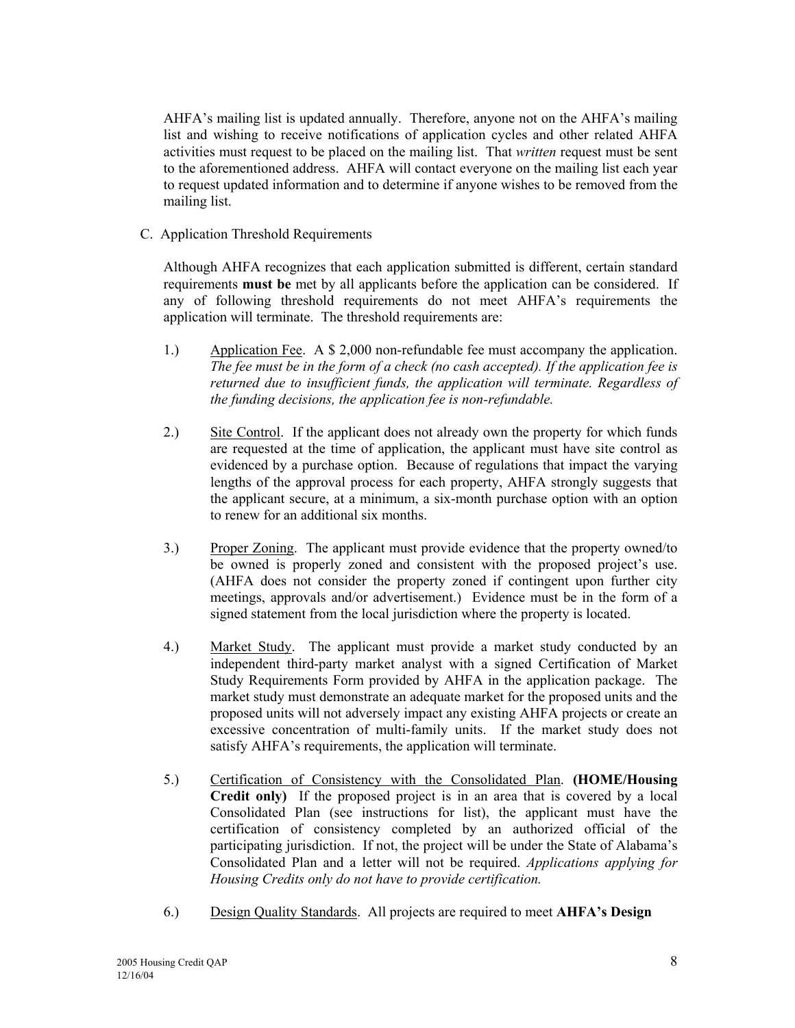AHFA's mailing list is updated annually. Therefore, anyone not on the AHFA's mailing list and wishing to receive notifications of application cycles and other related AHFA activities must request to be placed on the mailing list. That *written* request must be sent to the aforementioned address. AHFA will contact everyone on the mailing list each year to request updated information and to determine if anyone wishes to be removed from the mailing list.

C. Application Threshold Requirements

Although AHFA recognizes that each application submitted is different, certain standard requirements **must be** met by all applicants before the application can be considered. If any of following threshold requirements do not meet AHFA's requirements the application will terminate. The threshold requirements are:

1.) Application Fee. A $ 2,000 non-refundable fee must accompany the application. *The fee must be in the form of a check (no cash accepted). If the application fee is returned due to insufficient funds, the application will terminate. Regardless of the funding decisions, the application fee is non-refundable.*

2.) Site Control. If the applicant does not already own the property for which funds are requested at the time of application, the applicant must have site control as evidenced by a purchase option. Because of regulations that impact the varying lengths of the approval process for each property, AHFA strongly suggests that the applicant secure, at a minimum, a six-month purchase option with an option to renew for an additional six months.

3.) Proper Zoning. The applicant must provide evidence that the property owned/to be owned is properly zoned and consistent with the proposed project's use. (AHFA does not consider the property zoned if contingent upon further city meetings, approvals and/or advertisement.) Evidence must be in the form of a signed statement from the local jurisdiction where the property is located.

4.) Market Study. The applicant must provide a market study conducted by an independent third-party market analyst with a signed Certification of Market Study Requirements Form provided by AHFA in the application package. The market study must demonstrate an adequate market for the proposed units and the proposed units will not adversely impact any existing AHFA projects or create an excessive concentration of multi-family units. If the market study does not satisfy AHFA's requirements, the application will terminate.

5.) Certification of Consistency with the Consolidated Plan. **(HOME/Housing Credit only)** If the proposed project is in an area that is covered by a local Consolidated Plan (see instructions for list), the applicant must have the certification of consistency completed by an authorized official of the participating jurisdiction. If not, the project will be under the State of Alabama's Consolidated Plan and a letter will not be required. *Applications applying for Housing Credits only do not have to provide certification.*

6.) Design Quality Standards. All projects are required to meet **AHFA's Design**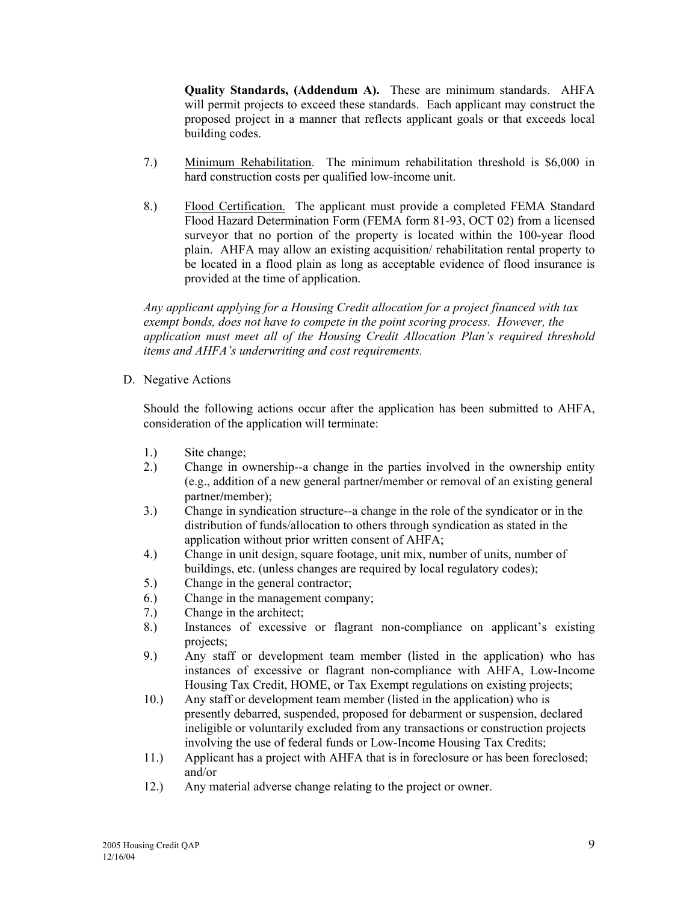**Quality Standards, (Addendum A).** These are minimum standards. AHFA will permit projects to exceed these standards. Each applicant may construct the proposed project in a manner that reflects applicant goals or that exceeds local building codes.

7.) Minimum Rehabilitation. The minimum rehabilitation threshold is $6,000 in hard construction costs per qualified low-income unit.

8.) Flood Certification. The applicant must provide a completed FEMA Standard Flood Hazard Determination Form (FEMA form 81-93, OCT 02) from a licensed surveyor that no portion of the property is located within the 100-year flood plain. AHFA may allow an existing acquisition/ rehabilitation rental property to be located in a flood plain as long as acceptable evidence of flood insurance is provided at the time of application.

*Any applicant applying for a Housing Credit allocation for a project financed with tax exempt bonds, does not have to compete in the point scoring process. However, the application must meet all of the Housing Credit Allocation Plan's required threshold items and AHFA's underwriting and cost requirements.*

D. Negative Actions

Should the following actions occur after the application has been submitted to AHFA, consideration of the application will terminate:

1.) Site change;
2.) Change in ownership--a change in the parties involved in the ownership entity (e.g., addition of a new general partner/member or removal of an existing general partner/member);
3.) Change in syndication structure--a change in the role of the syndicator or in the distribution of funds/allocation to others through syndication as stated in the application without prior written consent of AHFA;
4.) Change in unit design, square footage, unit mix, number of units, number of buildings, etc. (unless changes are required by local regulatory codes);
5.) Change in the general contractor;
6.) Change in the management company;
7.) Change in the architect;
8.) Instances of excessive or flagrant non-compliance on applicant's existing projects;
9.) Any staff or development team member (listed in the application) who has instances of excessive or flagrant non-compliance with AHFA, Low-Income Housing Tax Credit, HOME, or Tax Exempt regulations on existing projects;
10.) Any staff or development team member (listed in the application) who is presently debarred, suspended, proposed for debarment or suspension, declared ineligible or voluntarily excluded from any transactions or construction projects involving the use of federal funds or Low-Income Housing Tax Credits;
11.) Applicant has a project with AHFA that is in foreclosure or has been foreclosed; and/or
12.) Any material adverse change relating to the project or owner.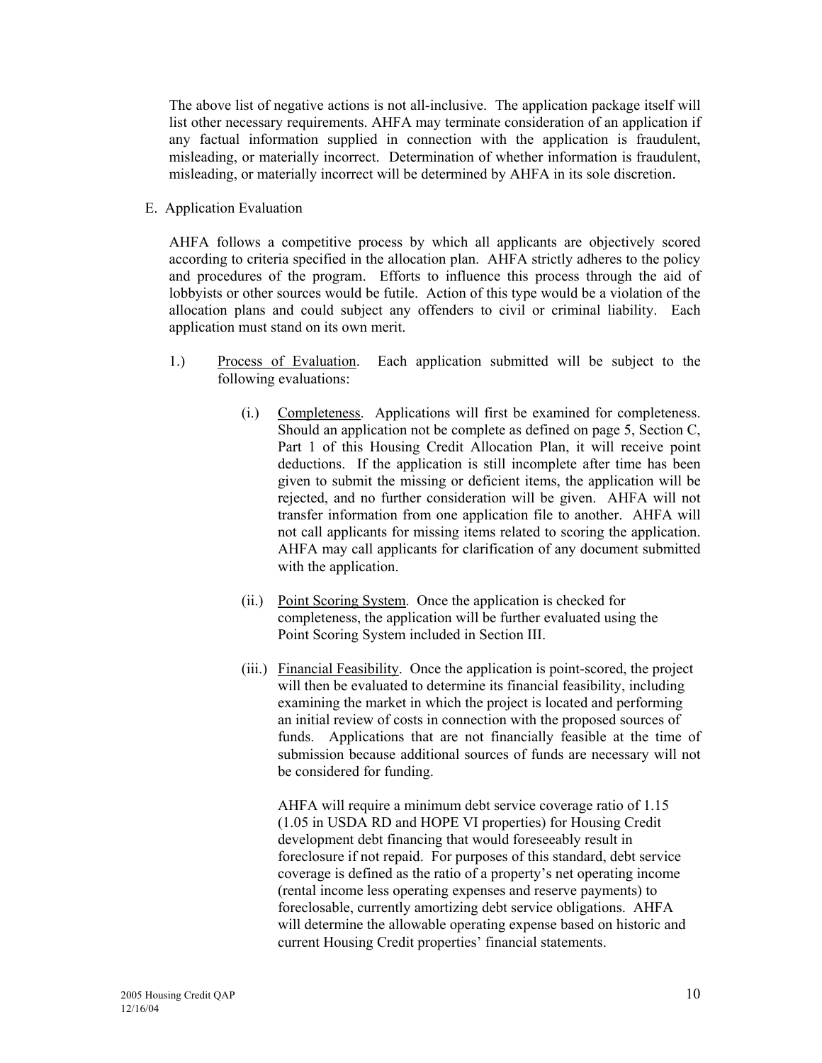The above list of negative actions is not all-inclusive. The application package itself will list other necessary requirements. AHFA may terminate consideration of an application if any factual information supplied in connection with the application is fraudulent, misleading, or materially incorrect. Determination of whether information is fraudulent, misleading, or materially incorrect will be determined by AHFA in its sole discretion.

E. Application Evaluation

AHFA follows a competitive process by which all applicants are objectively scored according to criteria specified in the allocation plan. AHFA strictly adheres to the policy and procedures of the program. Efforts to influence this process through the aid of lobbyists or other sources would be futile. Action of this type would be a violation of the allocation plans and could subject any offenders to civil or criminal liability. Each application must stand on its own merit.

1.) Process of Evaluation. Each application submitted will be subject to the following evaluations:

(i.) Completeness. Applications will first be examined for completeness. Should an application not be complete as defined on page 5, Section C, Part 1 of this Housing Credit Allocation Plan, it will receive point deductions. If the application is still incomplete after time has been given to submit the missing or deficient items, the application will be rejected, and no further consideration will be given. AHFA will not transfer information from one application file to another. AHFA will not call applicants for missing items related to scoring the application. AHFA may call applicants for clarification of any document submitted with the application.

(ii.) Point Scoring System. Once the application is checked for completeness, the application will be further evaluated using the Point Scoring System included in Section III.

(iii.) Financial Feasibility. Once the application is point-scored, the project will then be evaluated to determine its financial feasibility, including examining the market in which the project is located and performing an initial review of costs in connection with the proposed sources of funds. Applications that are not financially feasible at the time of submission because additional sources of funds are necessary will not be considered for funding.

AHFA will require a minimum debt service coverage ratio of 1.15 (1.05 in USDA RD and HOPE VI properties) for Housing Credit development debt financing that would foreseeably result in foreclosure if not repaid. For purposes of this standard, debt service coverage is defined as the ratio of a property's net operating income (rental income less operating expenses and reserve payments) to foreclosable, currently amortizing debt service obligations. AHFA will determine the allowable operating expense based on historic and current Housing Credit properties' financial statements.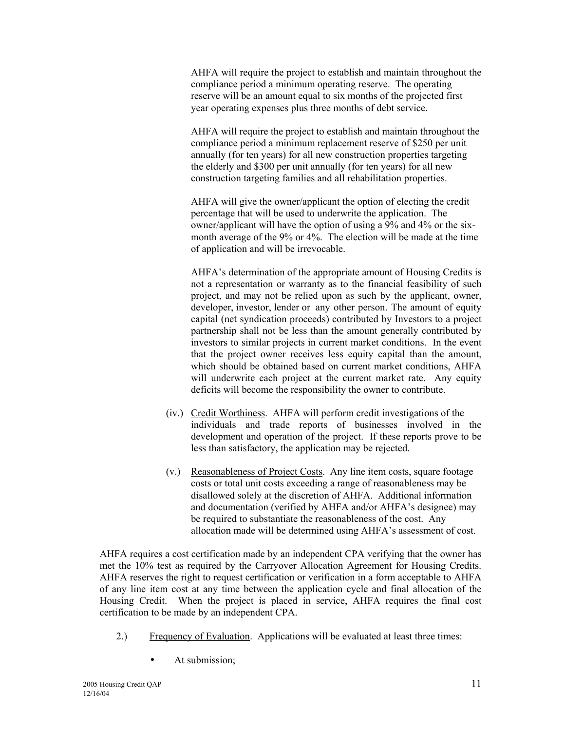AHFA will require the project to establish and maintain throughout the compliance period a minimum operating reserve. The operating reserve will be an amount equal to six months of the projected first year operating expenses plus three months of debt service.

AHFA will require the project to establish and maintain throughout the compliance period a minimum replacement reserve of $250 per unit annually (for ten years) for all new construction properties targeting the elderly and $300 per unit annually (for ten years) for all new construction targeting families and all rehabilitation properties.

AHFA will give the owner/applicant the option of electing the credit percentage that will be used to underwrite the application. The owner/applicant will have the option of using a 9% and 4% or the six-month average of the 9% or 4%. The election will be made at the time of application and will be irrevocable.

AHFA's determination of the appropriate amount of Housing Credits is not a representation or warranty as to the financial feasibility of such project, and may not be relied upon as such by the applicant, owner, developer, investor, lender or any other person. The amount of equity capital (net syndication proceeds) contributed by Investors to a project partnership shall not be less than the amount generally contributed by investors to similar projects in current market conditions. In the event that the project owner receives less equity capital than the amount, which should be obtained based on current market conditions, AHFA will underwrite each project at the current market rate. Any equity deficits will become the responsibility the owner to contribute.

(iv.) Credit Worthiness. AHFA will perform credit investigations of the individuals and trade reports of businesses involved in the development and operation of the project. If these reports prove to be less than satisfactory, the application may be rejected.

(v.) Reasonableness of Project Costs. Any line item costs, square footage costs or total unit costs exceeding a range of reasonableness may be disallowed solely at the discretion of AHFA. Additional information and documentation (verified by AHFA and/or AHFA's designee) may be required to substantiate the reasonableness of the cost. Any allocation made will be determined using AHFA's assessment of cost.

AHFA requires a cost certification made by an independent CPA verifying that the owner has met the 10% test as required by the Carryover Allocation Agreement for Housing Credits. AHFA reserves the right to request certification or verification in a form acceptable to AHFA of any line item cost at any time between the application cycle and final allocation of the Housing Credit. When the project is placed in service, AHFA requires the final cost certification to be made by an independent CPA.

2.) Frequency of Evaluation. Applications will be evaluated at least three times:

- At submission;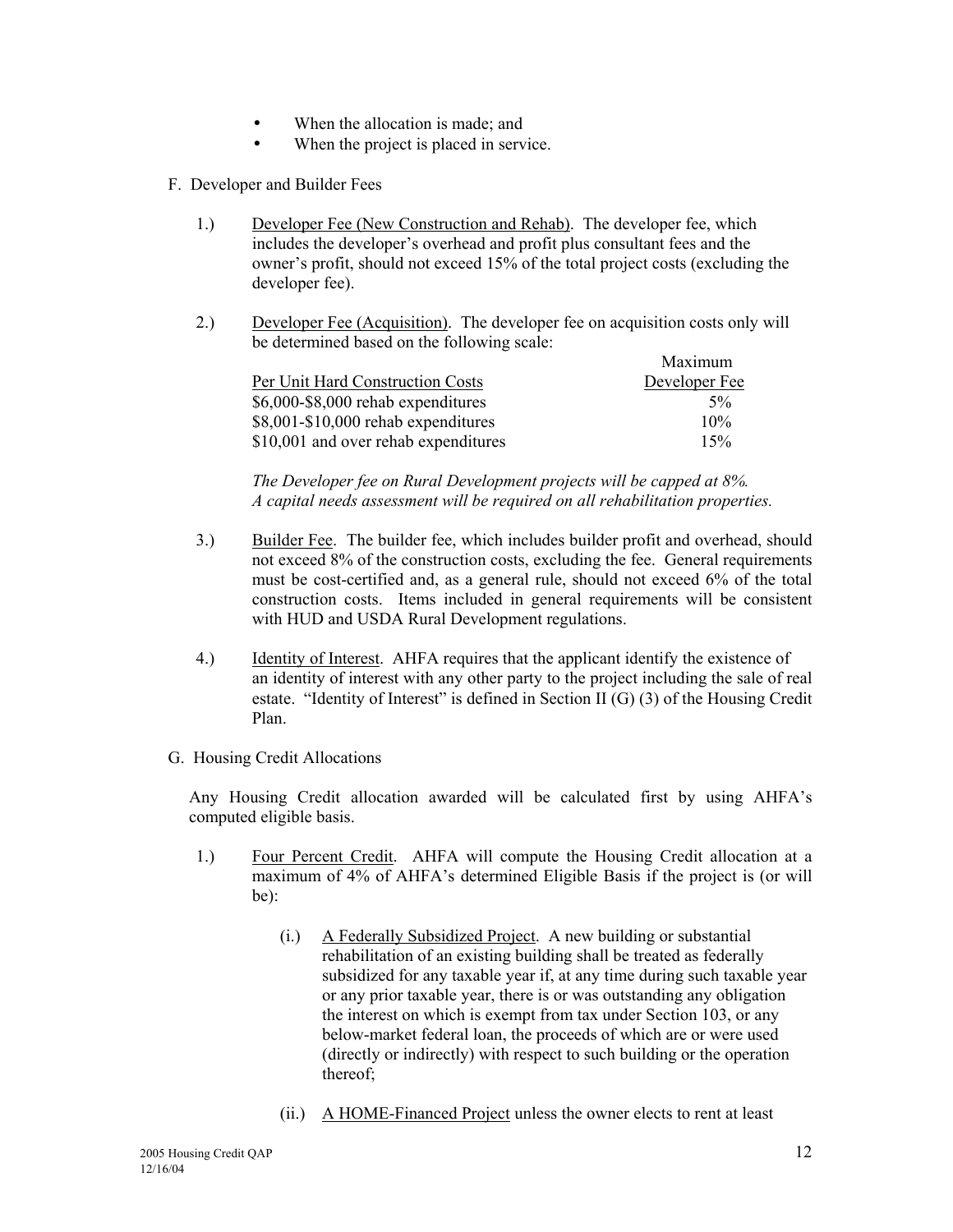- When the allocation is made; and
- When the project is placed in service.

F. Developer and Builder Fees

1.) Developer Fee (New Construction and Rehab). The developer fee, which includes the developer's overhead and profit plus consultant fees and the owner's profit, should not exceed 15% of the total project costs (excluding the developer fee).

2.) Developer Fee (Acquisition). The developer fee on acquisition costs only will be determined based on the following scale:

| Per Unit Hard Construction Costs | Maximum Developer Fee |
|---|---|
| $6,000-$8,000 rehab expenditures | 5% |
| $8,001-$10,000 rehab expenditures | 10% |
| $10,001 and over rehab expenditures | 15% |

*The Developer fee on Rural Development projects will be capped at 8%.*
*A capital needs assessment will be required on all rehabilitation properties.*

3.) Builder Fee. The builder fee, which includes builder profit and overhead, should not exceed 8% of the construction costs, excluding the fee. General requirements must be cost-certified and, as a general rule, should not exceed 6% of the total construction costs. Items included in general requirements will be consistent with HUD and USDA Rural Development regulations.

4.) Identity of Interest. AHFA requires that the applicant identify the existence of an identity of interest with any other party to the project including the sale of real estate. "Identity of Interest" is defined in Section II (G) (3) of the Housing Credit Plan.

G. Housing Credit Allocations

Any Housing Credit allocation awarded will be calculated first by using AHFA's computed eligible basis.

1.) Four Percent Credit. AHFA will compute the Housing Credit allocation at a maximum of 4% of AHFA's determined Eligible Basis if the project is (or will be):

(i.) A Federally Subsidized Project. A new building or substantial rehabilitation of an existing building shall be treated as federally subsidized for any taxable year if, at any time during such taxable year or any prior taxable year, there is or was outstanding any obligation the interest on which is exempt from tax under Section 103, or any below-market federal loan, the proceeds of which are or were used (directly or indirectly) with respect to such building or the operation thereof;

(ii.) A HOME-Financed Project unless the owner elects to rent at least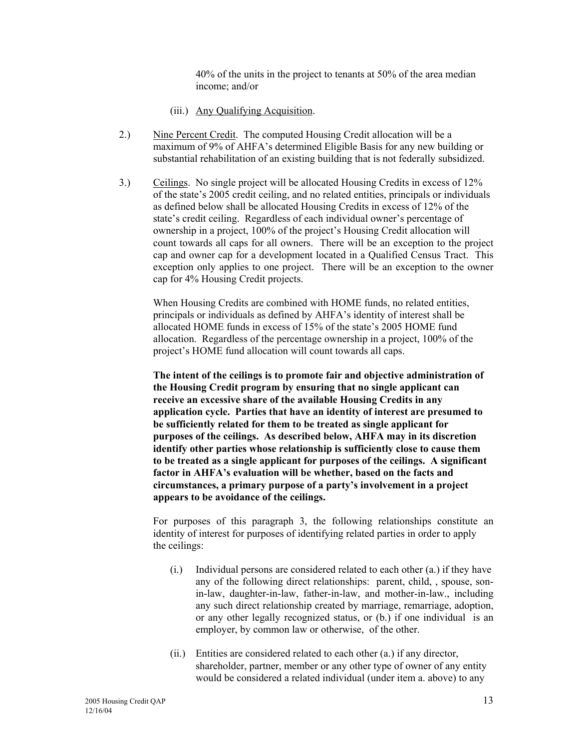40% of the units in the project to tenants at 50% of the area median income; and/or

(iii.) Any Qualifying Acquisition.

2.) Nine Percent Credit. The computed Housing Credit allocation will be a maximum of 9% of AHFA's determined Eligible Basis for any new building or substantial rehabilitation of an existing building that is not federally subsidized.

3.) Ceilings. No single project will be allocated Housing Credits in excess of 12% of the state's 2005 credit ceiling, and no related entities, principals or individuals as defined below shall be allocated Housing Credits in excess of 12% of the state's credit ceiling. Regardless of each individual owner's percentage of ownership in a project, 100% of the project's Housing Credit allocation will count towards all caps for all owners. There will be an exception to the project cap and owner cap for a development located in a Qualified Census Tract. This exception only applies to one project. There will be an exception to the owner cap for 4% Housing Credit projects.

When Housing Credits are combined with HOME funds, no related entities, principals or individuals as defined by AHFA's identity of interest shall be allocated HOME funds in excess of 15% of the state's 2005 HOME fund allocation. Regardless of the percentage ownership in a project, 100% of the project's HOME fund allocation will count towards all caps.

**The intent of the ceilings is to promote fair and objective administration of the Housing Credit program by ensuring that no single applicant can receive an excessive share of the available Housing Credits in any application cycle. Parties that have an identity of interest are presumed to be sufficiently related for them to be treated as single applicant for purposes of the ceilings. As described below, AHFA may in its discretion identify other parties whose relationship is sufficiently close to cause them to be treated as a single applicant for purposes of the ceilings. A significant factor in AHFA's evaluation will be whether, based on the facts and circumstances, a primary purpose of a party's involvement in a project appears to be avoidance of the ceilings.**

For purposes of this paragraph 3, the following relationships constitute an identity of interest for purposes of identifying related parties in order to apply the ceilings:

(i.) Individual persons are considered related to each other (a.) if they have any of the following direct relationships: parent, child, , spouse, son-in-law, daughter-in-law, father-in-law, and mother-in-law., including any such direct relationship created by marriage, remarriage, adoption, or any other legally recognized status, or (b.) if one individual is an employer, by common law or otherwise, of the other.

(ii.) Entities are considered related to each other (a.) if any director, shareholder, partner, member or any other type of owner of any entity would be considered a related individual (under item a. above) to any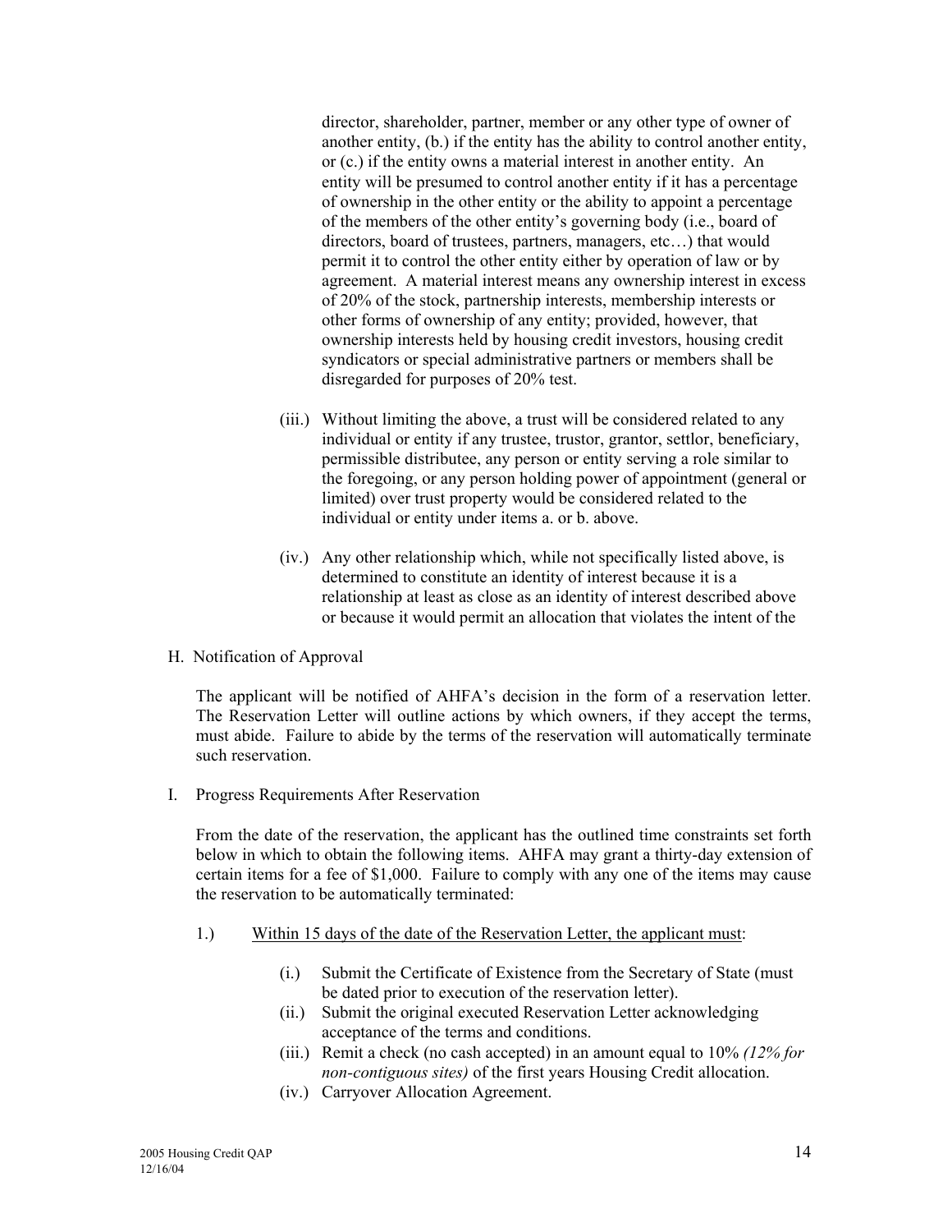director, shareholder, partner, member or any other type of owner of another entity, (b.) if the entity has the ability to control another entity, or (c.) if the entity owns a material interest in another entity. An entity will be presumed to control another entity if it has a percentage of ownership in the other entity or the ability to appoint a percentage of the members of the other entity's governing body (i.e., board of directors, board of trustees, partners, managers, etc…) that would permit it to control the other entity either by operation of law or by agreement. A material interest means any ownership interest in excess of 20% of the stock, partnership interests, membership interests or other forms of ownership of any entity; provided, however, that ownership interests held by housing credit investors, housing credit syndicators or special administrative partners or members shall be disregarded for purposes of 20% test.

(iii.) Without limiting the above, a trust will be considered related to any individual or entity if any trustee, trustor, grantor, settlor, beneficiary, permissible distributee, any person or entity serving a role similar to the foregoing, or any person holding power of appointment (general or limited) over trust property would be considered related to the individual or entity under items a. or b. above.

(iv.) Any other relationship which, while not specifically listed above, is determined to constitute an identity of interest because it is a relationship at least as close as an identity of interest described above or because it would permit an allocation that violates the intent of the

H. Notification of Approval

The applicant will be notified of AHFA's decision in the form of a reservation letter. The Reservation Letter will outline actions by which owners, if they accept the terms, must abide. Failure to abide by the terms of the reservation will automatically terminate such reservation.

I. Progress Requirements After Reservation

From the date of the reservation, the applicant has the outlined time constraints set forth below in which to obtain the following items. AHFA may grant a thirty-day extension of certain items for a fee of $1,000. Failure to comply with any one of the items may cause the reservation to be automatically terminated:

1.) Within 15 days of the date of the Reservation Letter, the applicant must:

(i.) Submit the Certificate of Existence from the Secretary of State (must be dated prior to execution of the reservation letter).
(ii.) Submit the original executed Reservation Letter acknowledging acceptance of the terms and conditions.
(iii.) Remit a check (no cash accepted) in an amount equal to 10% *(12% for non-contiguous sites)* of the first years Housing Credit allocation.
(iv.) Carryover Allocation Agreement.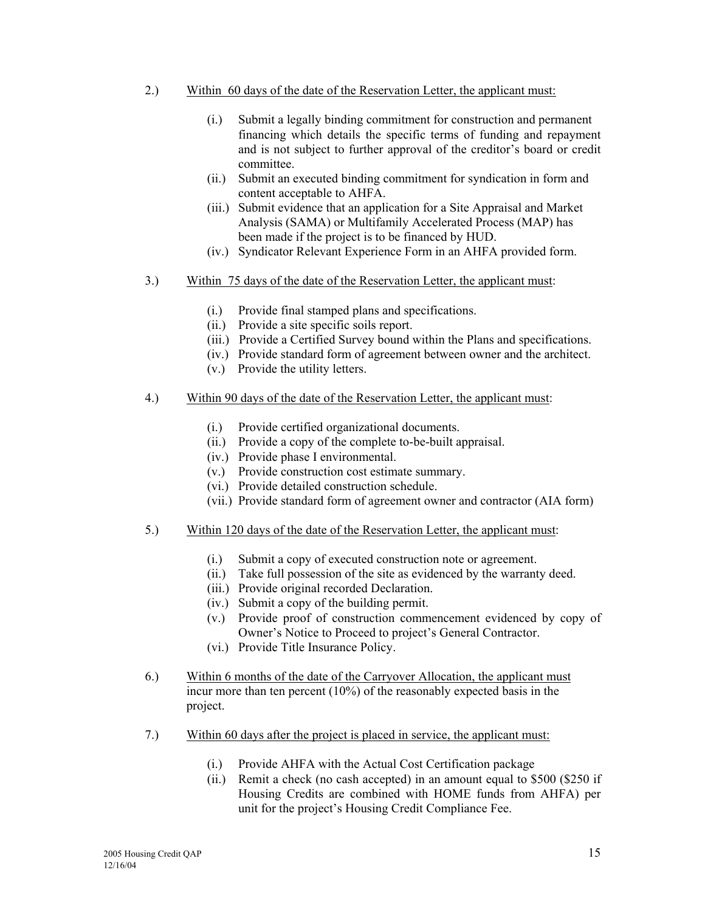2.) <u>Within 60 days of the date of the Reservation Letter, the applicant must:</u>

   (i.) Submit a legally binding commitment for construction and permanent financing which details the specific terms of funding and repayment and is not subject to further approval of the creditor's board or credit committee.
   (ii.) Submit an executed binding commitment for syndication in form and content acceptable to AHFA.
   (iii.) Submit evidence that an application for a Site Appraisal and Market Analysis (SAMA) or Multifamily Accelerated Process (MAP) has been made if the project is to be financed by HUD.
   (iv.) Syndicator Relevant Experience Form in an AHFA provided form.

3.) <u>Within 75 days of the date of the Reservation Letter, the applicant must</u>:

   (i.) Provide final stamped plans and specifications.
   (ii.) Provide a site specific soils report.
   (iii.) Provide a Certified Survey bound within the Plans and specifications.
   (iv.) Provide standard form of agreement between owner and the architect.
   (v.) Provide the utility letters.

4.) <u>Within 90 days of the date of the Reservation Letter, the applicant must</u>:

   (i.) Provide certified organizational documents.
   (ii.) Provide a copy of the complete to-be-built appraisal.
   (iv.) Provide phase I environmental.
   (v.) Provide construction cost estimate summary.
   (vi.) Provide detailed construction schedule.
   (vii.) Provide standard form of agreement owner and contractor (AIA form)

5.) <u>Within 120 days of the date of the Reservation Letter, the applicant must</u>:

   (i.) Submit a copy of executed construction note or agreement.
   (ii.) Take full possession of the site as evidenced by the warranty deed.
   (iii.) Provide original recorded Declaration.
   (iv.) Submit a copy of the building permit.
   (v.) Provide proof of construction commencement evidenced by copy of Owner's Notice to Proceed to project's General Contractor.
   (vi.) Provide Title Insurance Policy.

6.) <u>Within 6 months of the date of the Carryover Allocation, the applicant must</u> incur more than ten percent (10%) of the reasonably expected basis in the project.

7.) <u>Within 60 days after the project is placed in service, the applicant must:</u>

   (i.) Provide AHFA with the Actual Cost Certification package
   (ii.) Remit a check (no cash accepted) in an amount equal to $500 ($250 if Housing Credits are combined with HOME funds from AHFA) per unit for the project's Housing Credit Compliance Fee.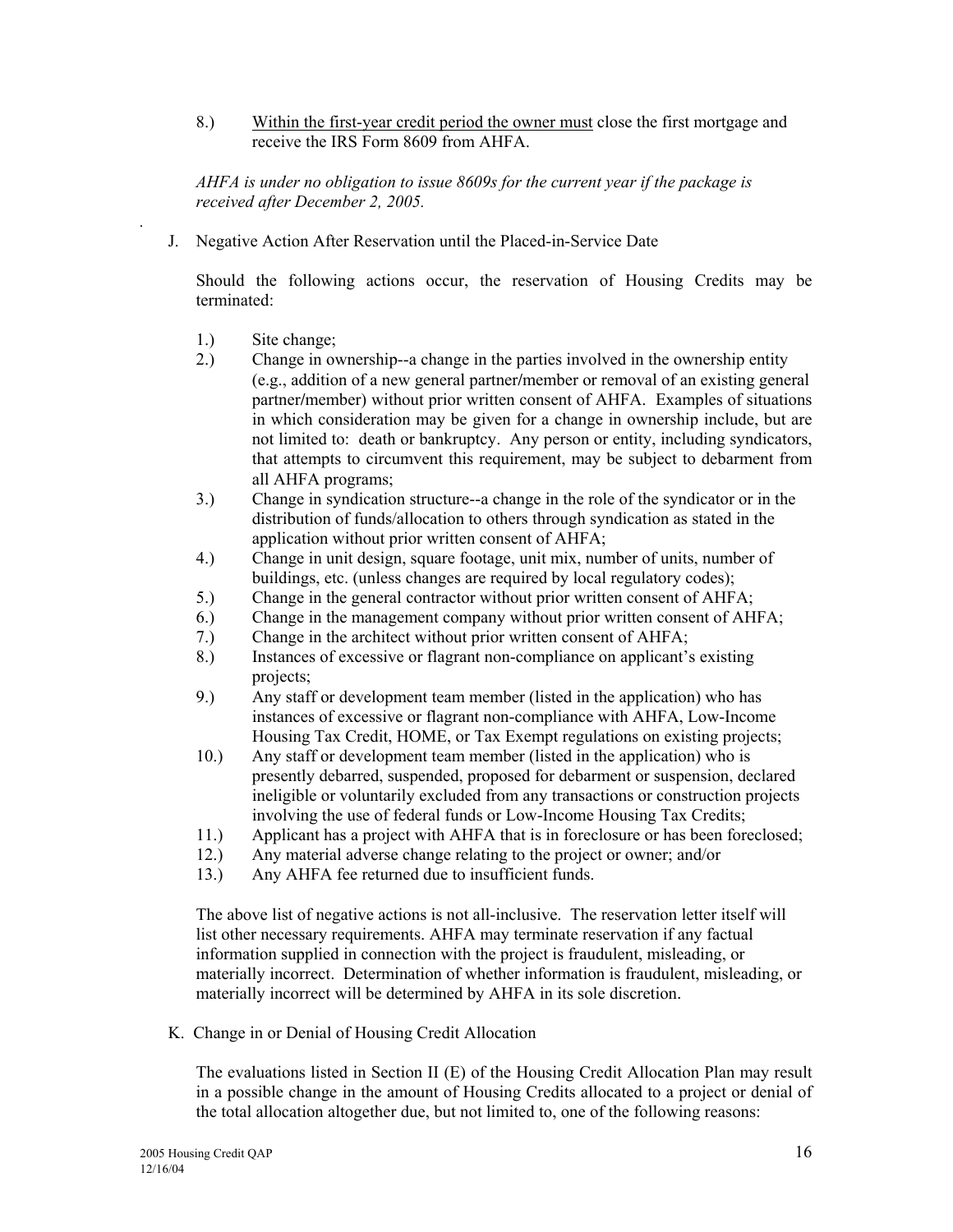8.) Within the first-year credit period the owner must close the first mortgage and receive the IRS Form 8609 from AHFA.

*AHFA is under no obligation to issue 8609s for the current year if the package is received after December 2, 2005.*

J. Negative Action After Reservation until the Placed-in-Service Date

Should the following actions occur, the reservation of Housing Credits may be terminated:

1.) Site change;
2.) Change in ownership--a change in the parties involved in the ownership entity (e.g., addition of a new general partner/member or removal of an existing general partner/member) without prior written consent of AHFA. Examples of situations in which consideration may be given for a change in ownership include, but are not limited to: death or bankruptcy. Any person or entity, including syndicators, that attempts to circumvent this requirement, may be subject to debarment from all AHFA programs;
3.) Change in syndication structure--a change in the role of the syndicator or in the distribution of funds/allocation to others through syndication as stated in the application without prior written consent of AHFA;
4.) Change in unit design, square footage, unit mix, number of units, number of buildings, etc. (unless changes are required by local regulatory codes);
5.) Change in the general contractor without prior written consent of AHFA;
6.) Change in the management company without prior written consent of AHFA;
7.) Change in the architect without prior written consent of AHFA;
8.) Instances of excessive or flagrant non-compliance on applicant's existing projects;
9.) Any staff or development team member (listed in the application) who has instances of excessive or flagrant non-compliance with AHFA, Low-Income Housing Tax Credit, HOME, or Tax Exempt regulations on existing projects;
10.) Any staff or development team member (listed in the application) who is presently debarred, suspended, proposed for debarment or suspension, declared ineligible or voluntarily excluded from any transactions or construction projects involving the use of federal funds or Low-Income Housing Tax Credits;
11.) Applicant has a project with AHFA that is in foreclosure or has been foreclosed;
12.) Any material adverse change relating to the project or owner; and/or
13.) Any AHFA fee returned due to insufficient funds.

The above list of negative actions is not all-inclusive. The reservation letter itself will list other necessary requirements. AHFA may terminate reservation if any factual information supplied in connection with the project is fraudulent, misleading, or materially incorrect. Determination of whether information is fraudulent, misleading, or materially incorrect will be determined by AHFA in its sole discretion.

K. Change in or Denial of Housing Credit Allocation

The evaluations listed in Section II (E) of the Housing Credit Allocation Plan may result in a possible change in the amount of Housing Credits allocated to a project or denial of the total allocation altogether due, but not limited to, one of the following reasons: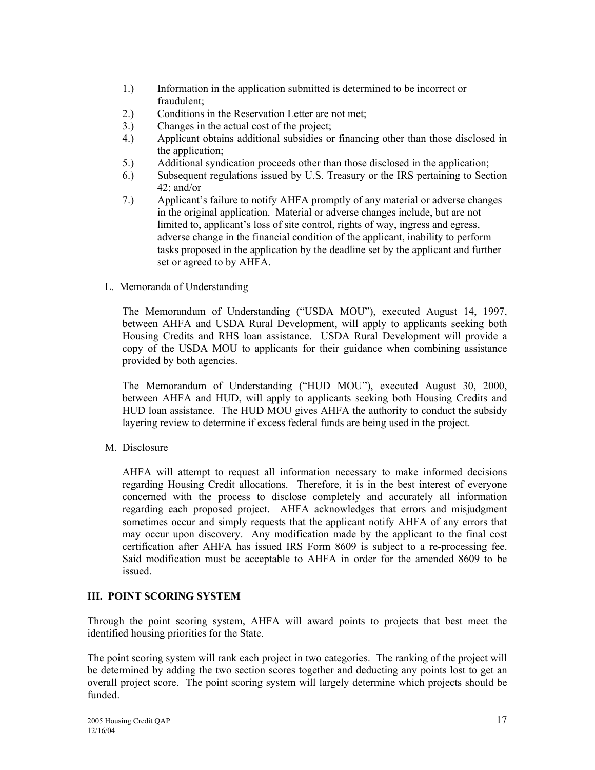1.) Information in the application submitted is determined to be incorrect or fraudulent;
2.) Conditions in the Reservation Letter are not met;
3.) Changes in the actual cost of the project;
4.) Applicant obtains additional subsidies or financing other than those disclosed in the application;
5.) Additional syndication proceeds other than those disclosed in the application;
6.) Subsequent regulations issued by U.S. Treasury or the IRS pertaining to Section 42; and/or
7.) Applicant's failure to notify AHFA promptly of any material or adverse changes in the original application. Material or adverse changes include, but are not limited to, applicant's loss of site control, rights of way, ingress and egress, adverse change in the financial condition of the applicant, inability to perform tasks proposed in the application by the deadline set by the applicant and further set or agreed to by AHFA.

L. Memoranda of Understanding

The Memorandum of Understanding ("USDA MOU"), executed August 14, 1997, between AHFA and USDA Rural Development, will apply to applicants seeking both Housing Credits and RHS loan assistance. USDA Rural Development will provide a copy of the USDA MOU to applicants for their guidance when combining assistance provided by both agencies.

The Memorandum of Understanding ("HUD MOU"), executed August 30, 2000, between AHFA and HUD, will apply to applicants seeking both Housing Credits and HUD loan assistance. The HUD MOU gives AHFA the authority to conduct the subsidy layering review to determine if excess federal funds are being used in the project.

M. Disclosure

AHFA will attempt to request all information necessary to make informed decisions regarding Housing Credit allocations. Therefore, it is in the best interest of everyone concerned with the process to disclose completely and accurately all information regarding each proposed project. AHFA acknowledges that errors and misjudgment sometimes occur and simply requests that the applicant notify AHFA of any errors that may occur upon discovery. Any modification made by the applicant to the final cost certification after AHFA has issued IRS Form 8609 is subject to a re-processing fee. Said modification must be acceptable to AHFA in order for the amended 8609 to be issued.

## III. POINT SCORING SYSTEM

Through the point scoring system, AHFA will award points to projects that best meet the identified housing priorities for the State.

The point scoring system will rank each project in two categories. The ranking of the project will be determined by adding the two section scores together and deducting any points lost to get an overall project score. The point scoring system will largely determine which projects should be funded.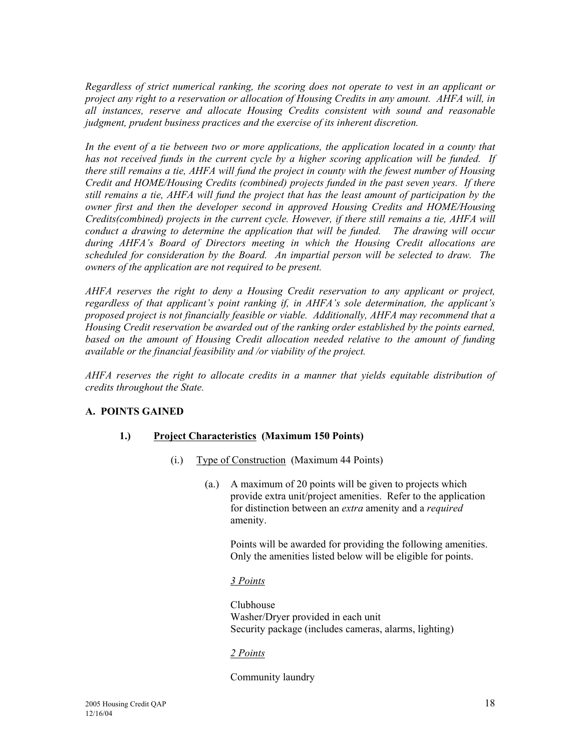*Regardless of strict numerical ranking, the scoring does not operate to vest in an applicant or project any right to a reservation or allocation of Housing Credits in any amount. AHFA will, in all instances, reserve and allocate Housing Credits consistent with sound and reasonable judgment, prudent business practices and the exercise of its inherent discretion.*

*In the event of a tie between two or more applications, the application located in a county that has not received funds in the current cycle by a higher scoring application will be funded. If there still remains a tie, AHFA will fund the project in county with the fewest number of Housing Credit and HOME/Housing Credits (combined) projects funded in the past seven years. If there still remains a tie, AHFA will fund the project that has the least amount of participation by the owner first and then the developer second in approved Housing Credits and HOME/Housing Credits(combined) projects in the current cycle. However, if there still remains a tie, AHFA will conduct a drawing to determine the application that will be funded. The drawing will occur during AHFA's Board of Directors meeting in which the Housing Credit allocations are scheduled for consideration by the Board. An impartial person will be selected to draw. The owners of the application are not required to be present.*

*AHFA reserves the right to deny a Housing Credit reservation to any applicant or project, regardless of that applicant's point ranking if, in AHFA's sole determination, the applicant's proposed project is not financially feasible or viable. Additionally, AHFA may recommend that a Housing Credit reservation be awarded out of the ranking order established by the points earned, based on the amount of Housing Credit allocation needed relative to the amount of funding available or the financial feasibility and /or viability of the project.*

*AHFA reserves the right to allocate credits in a manner that yields equitable distribution of credits throughout the State.*

**A. POINTS GAINED**

**1.) Project Characteristics (Maximum 150 Points)**

(i.) Type of Construction (Maximum 44 Points)

(a.) A maximum of 20 points will be given to projects which provide extra unit/project amenities. Refer to the application for distinction between an *extra* amenity and a *required* amenity.

Points will be awarded for providing the following amenities. Only the amenities listed below will be eligible for points.

*3 Points*

Clubhouse
Washer/Dryer provided in each unit
Security package (includes cameras, alarms, lighting)

*2 Points*

Community laundry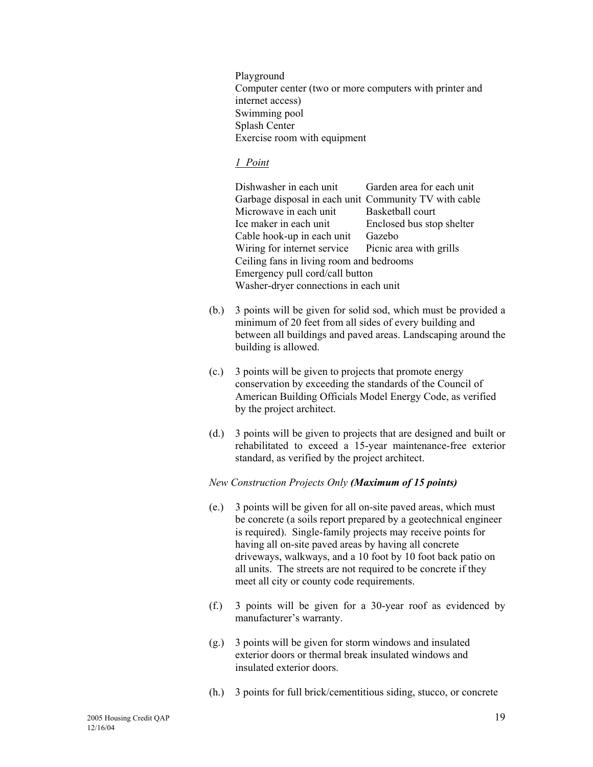Playground
Computer center (two or more computers with printer and internet access)
Swimming pool
Splash Center
Exercise room with equipment

*1 Point*

| | |
|---|---|
| Dishwasher in each unit | Garden area for each unit |
| Garbage disposal in each unit | Community TV with cable |
| Microwave in each unit | Basketball court |
| Ice maker in each unit | Enclosed bus stop shelter |
| Cable hook-up in each unit | Gazebo |
| Wiring for internet service | Picnic area with grills |

Ceiling fans in living room and bedrooms
Emergency pull cord/call button
Washer-dryer connections in each unit

(b.) 3 points will be given for solid sod, which must be provided a minimum of 20 feet from all sides of every building and between all buildings and paved areas. Landscaping around the building is allowed.

(c.) 3 points will be given to projects that promote energy conservation by exceeding the standards of the Council of American Building Officials Model Energy Code, as verified by the project architect.

(d.) 3 points will be given to projects that are designed and built or rehabilitated to exceed a 15-year maintenance-free exterior standard, as verified by the project architect.

*New Construction Projects Only **(Maximum of 15 points)***

(e.) 3 points will be given for all on-site paved areas, which must be concrete (a soils report prepared by a geotechnical engineer is required). Single-family projects may receive points for having all on-site paved areas by having all concrete driveways, walkways, and a 10 foot by 10 foot back patio on all units. The streets are not required to be concrete if they meet all city or county code requirements.

(f.) 3 points will be given for a 30-year roof as evidenced by manufacturer's warranty.

(g.) 3 points will be given for storm windows and insulated exterior doors or thermal break insulated windows and insulated exterior doors.

(h.) 3 points for full brick/cementitious siding, stucco, or concrete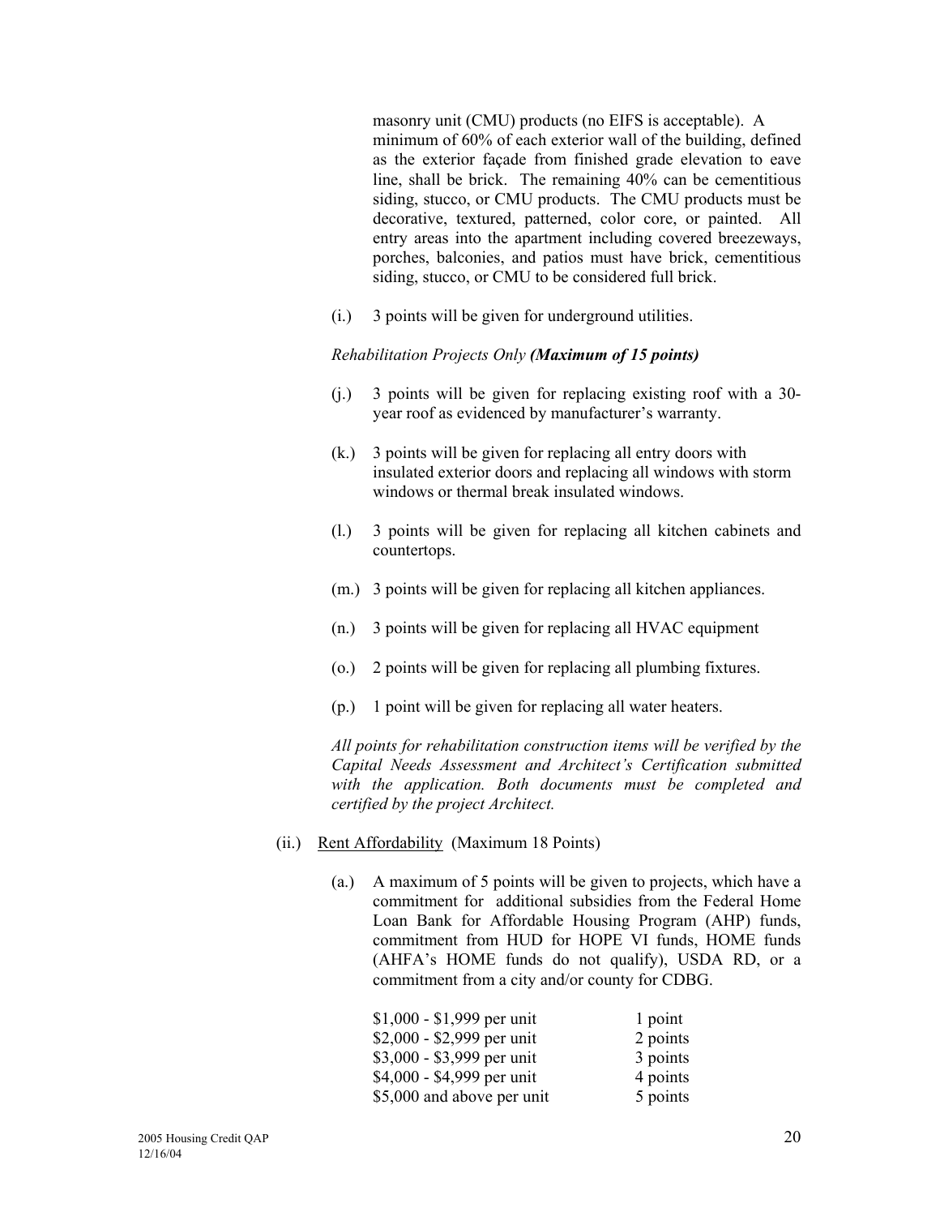masonry unit (CMU) products (no EIFS is acceptable). A minimum of 60% of each exterior wall of the building, defined as the exterior façade from finished grade elevation to eave line, shall be brick. The remaining 40% can be cementitious siding, stucco, or CMU products. The CMU products must be decorative, textured, patterned, color core, or painted. All entry areas into the apartment including covered breezeways, porches, balconies, and patios must have brick, cementitious siding, stucco, or CMU to be considered full brick.

(i.) 3 points will be given for underground utilities.

*Rehabilitation Projects Only* ***(Maximum of 15 points)***

(j.) 3 points will be given for replacing existing roof with a 30-year roof as evidenced by manufacturer's warranty.

(k.) 3 points will be given for replacing all entry doors with insulated exterior doors and replacing all windows with storm windows or thermal break insulated windows.

(l.) 3 points will be given for replacing all kitchen cabinets and countertops.

(m.) 3 points will be given for replacing all kitchen appliances.

(n.) 3 points will be given for replacing all HVAC equipment

(o.) 2 points will be given for replacing all plumbing fixtures.

(p.) 1 point will be given for replacing all water heaters.

*All points for rehabilitation construction items will be verified by the Capital Needs Assessment and Architect's Certification submitted with the application. Both documents must be completed and certified by the project Architect.*

(ii.) Rent Affordability (Maximum 18 Points)

(a.) A maximum of 5 points will be given to projects, which have a commitment for additional subsidies from the Federal Home Loan Bank for Affordable Housing Program (AHP) funds, commitment from HUD for HOPE VI funds, HOME funds (AHFA's HOME funds do not qualify), USDA RD, or a commitment from a city and/or county for CDBG.

| | |
|---|---|
| \$1,000 - \$1,999 per unit | 1 point |
| \$2,000 - \$2,999 per unit | 2 points |
| \$3,000 - \$3,999 per unit | 3 points |
| \$4,000 - \$4,999 per unit | 4 points |
| \$5,000 and above per unit | 5 points |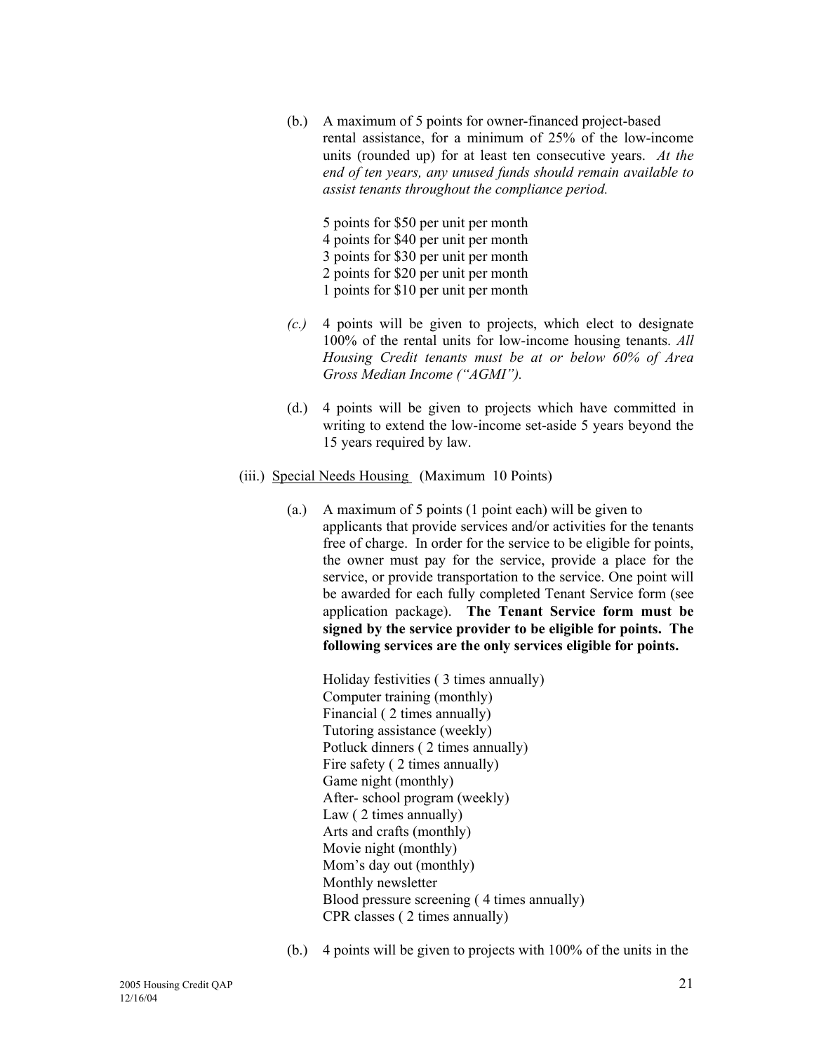(b.) A maximum of 5 points for owner-financed project-based rental assistance, for a minimum of 25% of the low-income units (rounded up) for at least ten consecutive years. *At the end of ten years, any unused funds should remain available to assist tenants throughout the compliance period.*

5 points for $50 per unit per month
4 points for $40 per unit per month
3 points for $30 per unit per month
2 points for $20 per unit per month
1 points for $10 per unit per month

*(c.)* 4 points will be given to projects, which elect to designate 100% of the rental units for low-income housing tenants. *All Housing Credit tenants must be at or below 60% of Area Gross Median Income ("AGMI").*

(d.) 4 points will be given to projects which have committed in writing to extend the low-income set-aside 5 years beyond the 15 years required by law.

(iii.) Special Needs Housing (Maximum 10 Points)

(a.) A maximum of 5 points (1 point each) will be given to applicants that provide services and/or activities for the tenants free of charge. In order for the service to be eligible for points, the owner must pay for the service, provide a place for the service, or provide transportation to the service. One point will be awarded for each fully completed Tenant Service form (see application package). **The Tenant Service form must be signed by the service provider to be eligible for points. The following services are the only services eligible for points.**

Holiday festivities ( 3 times annually)
Computer training (monthly)
Financial ( 2 times annually)
Tutoring assistance (weekly)
Potluck dinners ( 2 times annually)
Fire safety ( 2 times annually)
Game night (monthly)
After- school program (weekly)
Law ( 2 times annually)
Arts and crafts (monthly)
Movie night (monthly)
Mom's day out (monthly)
Monthly newsletter
Blood pressure screening ( 4 times annually)
CPR classes ( 2 times annually)

(b.) 4 points will be given to projects with 100% of the units in the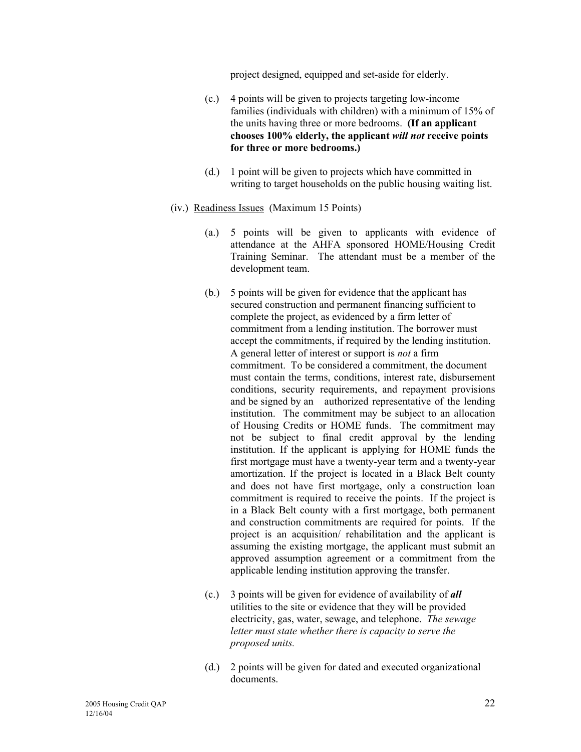project designed, equipped and set-aside for elderly.

(c.) 4 points will be given to projects targeting low-income families (individuals with children) with a minimum of 15% of the units having three or more bedrooms. **(If an applicant chooses 100% elderly, the applicant *will not* receive points for three or more bedrooms.)**

(d.) 1 point will be given to projects which have committed in writing to target households on the public housing waiting list.

(iv.) Readiness Issues (Maximum 15 Points)

(a.) 5 points will be given to applicants with evidence of attendance at the AHFA sponsored HOME/Housing Credit Training Seminar. The attendant must be a member of the development team.

(b.) 5 points will be given for evidence that the applicant has secured construction and permanent financing sufficient to complete the project, as evidenced by a firm letter of commitment from a lending institution. The borrower must accept the commitments, if required by the lending institution. A general letter of interest or support is *not* a firm commitment. To be considered a commitment, the document must contain the terms, conditions, interest rate, disbursement conditions, security requirements, and repayment provisions and be signed by an authorized representative of the lending institution. The commitment may be subject to an allocation of Housing Credits or HOME funds. The commitment may not be subject to final credit approval by the lending institution. If the applicant is applying for HOME funds the first mortgage must have a twenty-year term and a twenty-year amortization. If the project is located in a Black Belt county and does not have first mortgage, only a construction loan commitment is required to receive the points. If the project is in a Black Belt county with a first mortgage, both permanent and construction commitments are required for points. If the project is an acquisition/ rehabilitation and the applicant is assuming the existing mortgage, the applicant must submit an approved assumption agreement or a commitment from the applicable lending institution approving the transfer.

(c.) 3 points will be given for evidence of availability of ***all*** utilities to the site or evidence that they will be provided electricity, gas, water, sewage, and telephone. *The sewage letter must state whether there is capacity to serve the proposed units.*

(d.) 2 points will be given for dated and executed organizational documents.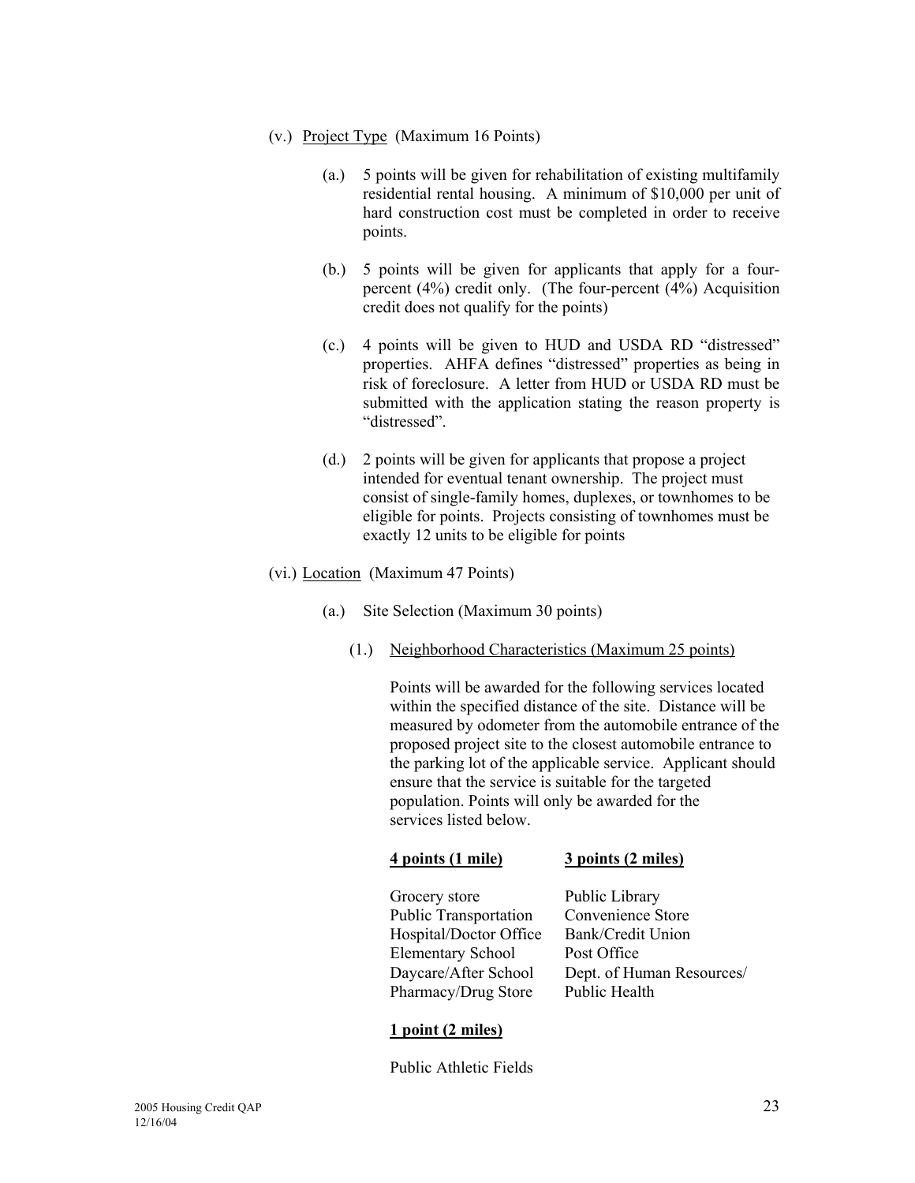(v.) <u>Project Type</u> (Maximum 16 Points)

(a.) 5 points will be given for rehabilitation of existing multifamily residential rental housing. A minimum of $10,000 per unit of hard construction cost must be completed in order to receive points.

(b.) 5 points will be given for applicants that apply for a four-percent (4%) credit only. (The four-percent (4%) Acquisition credit does not qualify for the points)

(c.) 4 points will be given to HUD and USDA RD "distressed" properties. AHFA defines "distressed" properties as being in risk of foreclosure. A letter from HUD or USDA RD must be submitted with the application stating the reason property is "distressed".

(d.) 2 points will be given for applicants that propose a project intended for eventual tenant ownership. The project must consist of single-family homes, duplexes, or townhomes to be eligible for points. Projects consisting of townhomes must be exactly 12 units to be eligible for points

(vi.) <u>Location</u> (Maximum 47 Points)

(a.) Site Selection (Maximum 30 points)

(1.) <u>Neighborhood Characteristics (Maximum 25 points)</u>

Points will be awarded for the following services located within the specified distance of the site. Distance will be measured by odometer from the automobile entrance of the proposed project site to the closest automobile entrance to the parking lot of the applicable service. Applicant should ensure that the service is suitable for the targeted population. Points will only be awarded for the services listed below.

| **4 points (1 mile)** | **3 points (2 miles)** |
|---|---|
| Grocery store | Public Library |
| Public Transportation | Convenience Store |
| Hospital/Doctor Office | Bank/Credit Union |
| Elementary School | Post Office |
| Daycare/After School | Dept. of Human Resources/ |
| Pharmacy/Drug Store | Public Health |

**1 point (2 miles)**

Public Athletic Fields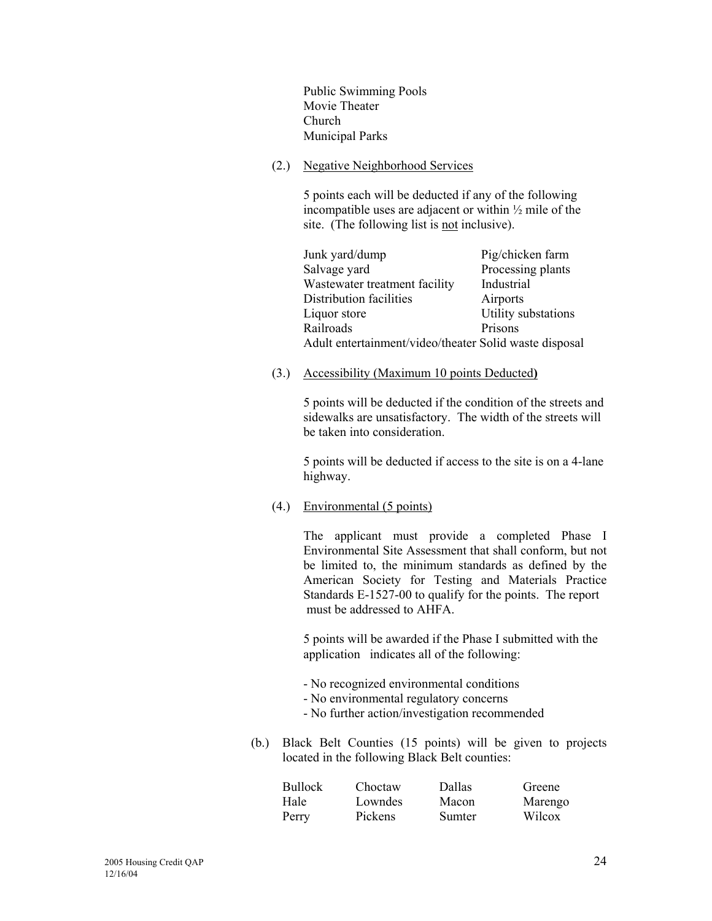Public Swimming Pools
Movie Theater
Church
Municipal Parks

(2.) Negative Neighborhood Services

5 points each will be deducted if any of the following incompatible uses are adjacent or within ½ mile of the site. (The following list is not inclusive).

| | |
|---|---|
| Junk yard/dump | Pig/chicken farm |
| Salvage yard | Processing plants |
| Wastewater treatment facility | Industrial |
| Distribution facilities | Airports |
| Liquor store | Utility substations |
| Railroads | Prisons |
| Adult entertainment/video/theater | Solid waste disposal |

(3.) Accessibility (Maximum 10 points Deducted**)**

5 points will be deducted if the condition of the streets and sidewalks are unsatisfactory. The width of the streets will be taken into consideration.

5 points will be deducted if access to the site is on a 4-lane highway.

(4.) Environmental (5 points)

The applicant must provide a completed Phase I Environmental Site Assessment that shall conform, but not be limited to, the minimum standards as defined by the American Society for Testing and Materials Practice Standards E-1527-00 to qualify for the points. The report must be addressed to AHFA.

5 points will be awarded if the Phase I submitted with the application indicates all of the following:

- No recognized environmental conditions
- No environmental regulatory concerns
- No further action/investigation recommended

(b.) Black Belt Counties (15 points) will be given to projects located in the following Black Belt counties:

| | | | |
|---|---|---|---|
| Bullock | Choctaw | Dallas | Greene |
| Hale | Lowndes | Macon | Marengo |
| Perry | Pickens | Sumter | Wilcox |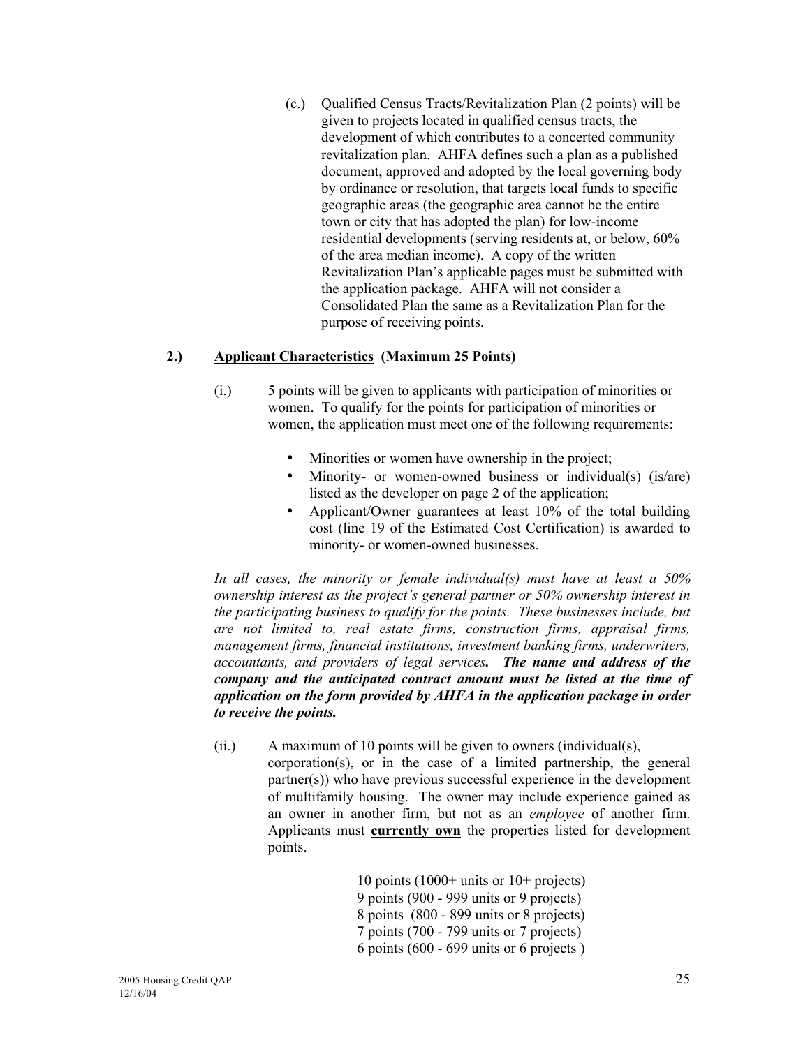(c.) Qualified Census Tracts/Revitalization Plan (2 points) will be given to projects located in qualified census tracts, the development of which contributes to a concerted community revitalization plan. AHFA defines such a plan as a published document, approved and adopted by the local governing body by ordinance or resolution, that targets local funds to specific geographic areas (the geographic area cannot be the entire town or city that has adopted the plan) for low-income residential developments (serving residents at, or below, 60% of the area median income). A copy of the written Revitalization Plan's applicable pages must be submitted with the application package. AHFA will not consider a Consolidated Plan the same as a Revitalization Plan for the purpose of receiving points.

**2.) Applicant Characteristics (Maximum 25 Points)**

(i.) 5 points will be given to applicants with participation of minorities or women. To qualify for the points for participation of minorities or women, the application must meet one of the following requirements:

- Minorities or women have ownership in the project;
- Minority- or women-owned business or individual(s) (is/are) listed as the developer on page 2 of the application;
- Applicant/Owner guarantees at least 10% of the total building cost (line 19 of the Estimated Cost Certification) is awarded to minority- or women-owned businesses.

*In all cases, the minority or female individual(s) must have at least a 50% ownership interest as the project's general partner or 50% ownership interest in the participating business to qualify for the points. These businesses include, but are not limited to, real estate firms, construction firms, appraisal firms, management firms, financial institutions, investment banking firms, underwriters, accountants, and providers of legal services.* ***The name and address of the company and the anticipated contract amount must be listed at the time of application on the form provided by AHFA in the application package in order to receive the points.***

(ii.) A maximum of 10 points will be given to owners (individual(s), corporation(s), or in the case of a limited partnership, the general partner(s)) who have previous successful experience in the development of multifamily housing. The owner may include experience gained as an owner in another firm, but not as an *employee* of another firm. Applicants must **currently own** the properties listed for development points.

10 points (1000+ units or 10+ projects)
9 points (900 - 999 units or 9 projects)
8 points (800 - 899 units or 8 projects)
7 points (700 - 799 units or 7 projects)
6 points (600 - 699 units or 6 projects )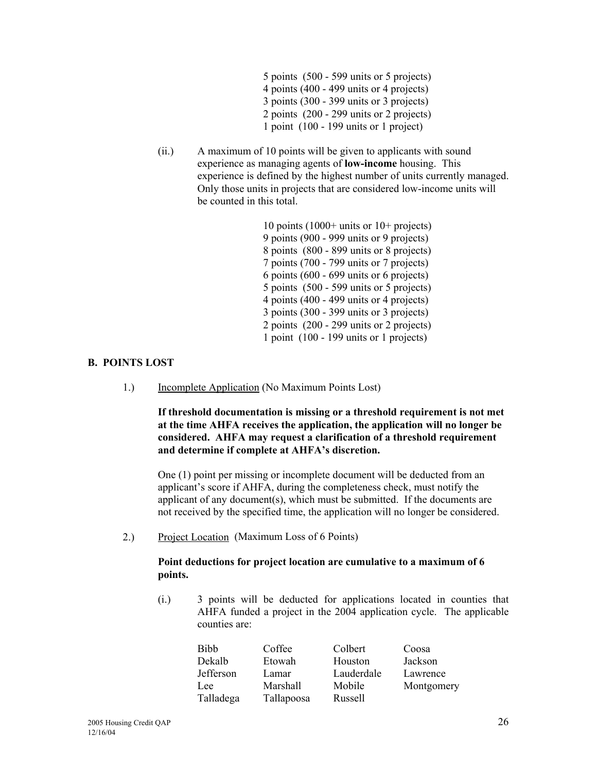5 points (500 - 599 units or 5 projects)
4 points (400 - 499 units or 4 projects)
3 points (300 - 399 units or 3 projects)
2 points (200 - 299 units or 2 projects)
1 point (100 - 199 units or 1 project)

(ii.) A maximum of 10 points will be given to applicants with sound experience as managing agents of **low-income** housing. This experience is defined by the highest number of units currently managed. Only those units in projects that are considered low-income units will be counted in this total.

10 points (1000+ units or 10+ projects)
9 points (900 - 999 units or 9 projects)
8 points (800 - 899 units or 8 projects)
7 points (700 - 799 units or 7 projects)
6 points (600 - 699 units or 6 projects)
5 points (500 - 599 units or 5 projects)
4 points (400 - 499 units or 4 projects)
3 points (300 - 399 units or 3 projects)
2 points (200 - 299 units or 2 projects)
1 point (100 - 199 units or 1 projects)

## B. POINTS LOST

1.) Incomplete Application (No Maximum Points Lost)

**If threshold documentation is missing or a threshold requirement is not met at the time AHFA receives the application, the application will no longer be considered. AHFA may request a clarification of a threshold requirement and determine if complete at AHFA's discretion.**

One (1) point per missing or incomplete document will be deducted from an applicant's score if AHFA, during the completeness check, must notify the applicant of any document(s), which must be submitted. If the documents are not received by the specified time, the application will no longer be considered.

2.) Project Location (Maximum Loss of 6 Points)

**Point deductions for project location are cumulative to a maximum of 6 points.**

(i.) 3 points will be deducted for applications located in counties that AHFA funded a project in the 2004 application cycle. The applicable counties are:

| | | | |
|---|---|---|---|
| Bibb | Coffee | Colbert | Coosa |
| Dekalb | Etowah | Houston | Jackson |
| Jefferson | Lamar | Lauderdale | Lawrence |
| Lee | Marshall | Mobile | Montgomery |
| Talladega | Tallapoosa | Russell | |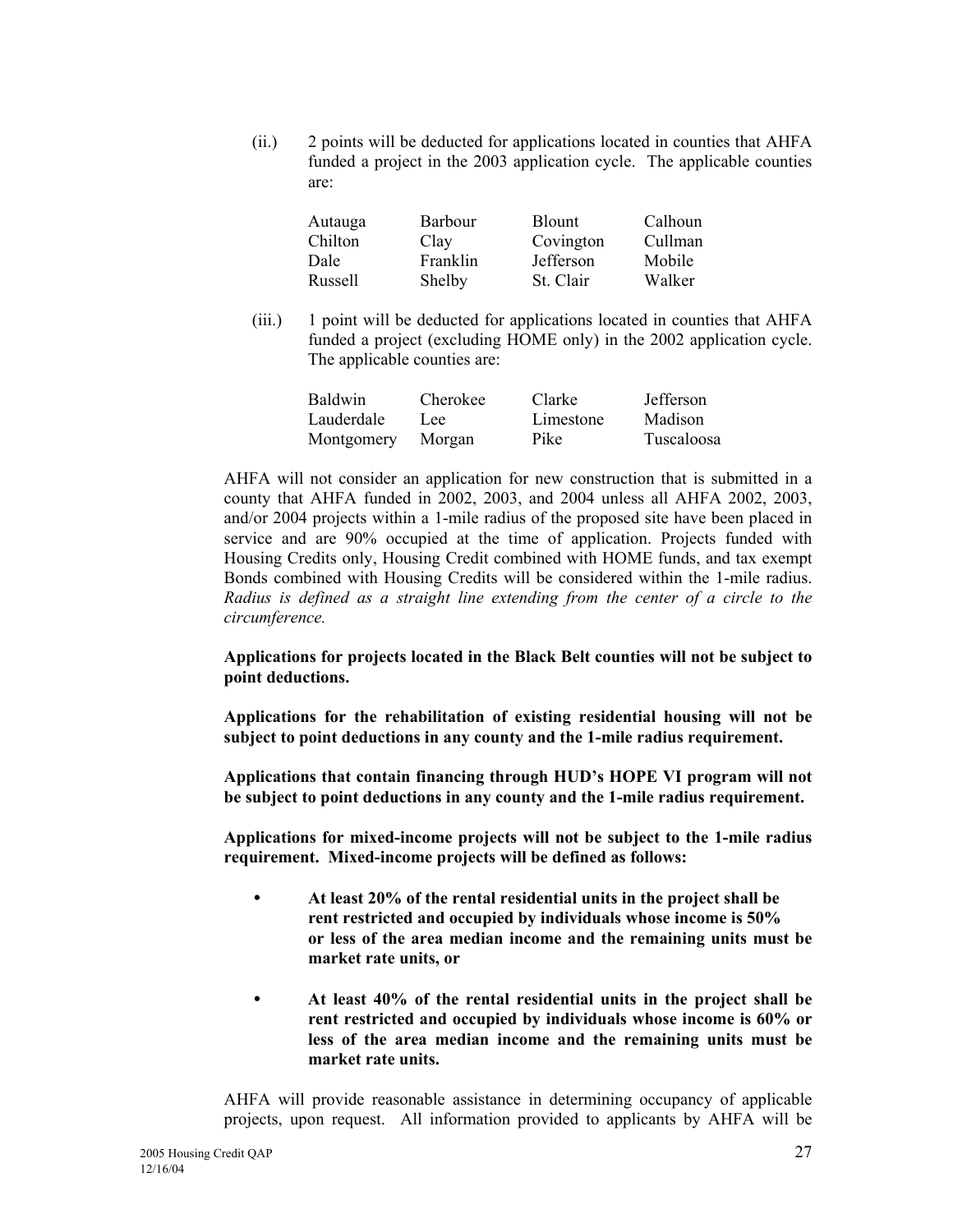(ii.) 2 points will be deducted for applications located in counties that AHFA funded a project in the 2003 application cycle. The applicable counties are:

| | | | |
|---|---|---|---|
| Autauga | Barbour | Blount | Calhoun |
| Chilton | Clay | Covington | Cullman |
| Dale | Franklin | Jefferson | Mobile |
| Russell | Shelby | St. Clair | Walker |

(iii.) 1 point will be deducted for applications located in counties that AHFA funded a project (excluding HOME only) in the 2002 application cycle. The applicable counties are:

| | | | |
|---|---|---|---|
| Baldwin | Cherokee | Clarke | Jefferson |
| Lauderdale | Lee | Limestone | Madison |
| Montgomery | Morgan | Pike | Tuscaloosa |

AHFA will not consider an application for new construction that is submitted in a county that AHFA funded in 2002, 2003, and 2004 unless all AHFA 2002, 2003, and/or 2004 projects within a 1-mile radius of the proposed site have been placed in service and are 90% occupied at the time of application. Projects funded with Housing Credits only, Housing Credit combined with HOME funds, and tax exempt Bonds combined with Housing Credits will be considered within the 1-mile radius. *Radius is defined as a straight line extending from the center of a circle to the circumference.*

**Applications for projects located in the Black Belt counties will not be subject to point deductions.**

**Applications for the rehabilitation of existing residential housing will not be subject to point deductions in any county and the 1-mile radius requirement.**

**Applications that contain financing through HUD's HOPE VI program will not be subject to point deductions in any county and the 1-mile radius requirement.**

**Applications for mixed-income projects will not be subject to the 1-mile radius requirement. Mixed-income projects will be defined as follows:**

- **At least 20% of the rental residential units in the project shall be rent restricted and occupied by individuals whose income is 50% or less of the area median income and the remaining units must be market rate units, or**
- **At least 40% of the rental residential units in the project shall be rent restricted and occupied by individuals whose income is 60% or less of the area median income and the remaining units must be market rate units.**

AHFA will provide reasonable assistance in determining occupancy of applicable projects, upon request. All information provided to applicants by AHFA will be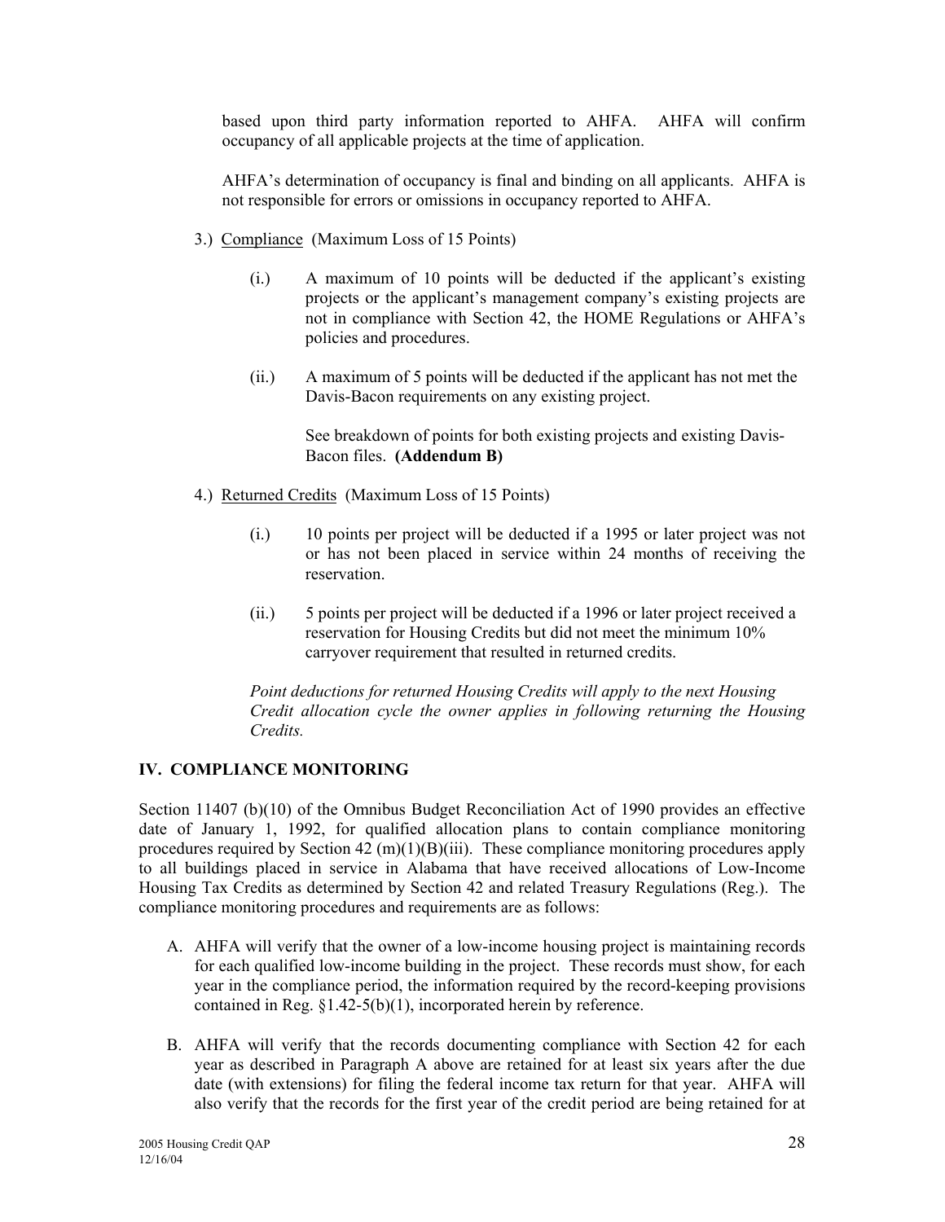based upon third party information reported to AHFA. AHFA will confirm occupancy of all applicable projects at the time of application.

AHFA's determination of occupancy is final and binding on all applicants. AHFA is not responsible for errors or omissions in occupancy reported to AHFA.

3.) Compliance (Maximum Loss of 15 Points)

(i.) A maximum of 10 points will be deducted if the applicant's existing projects or the applicant's management company's existing projects are not in compliance with Section 42, the HOME Regulations or AHFA's policies and procedures.

(ii.) A maximum of 5 points will be deducted if the applicant has not met the Davis-Bacon requirements on any existing project.

See breakdown of points for both existing projects and existing Davis-Bacon files. **(Addendum B)**

4.) Returned Credits (Maximum Loss of 15 Points)

(i.) 10 points per project will be deducted if a 1995 or later project was not or has not been placed in service within 24 months of receiving the reservation.

(ii.) 5 points per project will be deducted if a 1996 or later project received a reservation for Housing Credits but did not meet the minimum 10% carryover requirement that resulted in returned credits.

*Point deductions for returned Housing Credits will apply to the next Housing Credit allocation cycle the owner applies in following returning the Housing Credits.*

## IV. COMPLIANCE MONITORING

Section 11407 (b)(10) of the Omnibus Budget Reconciliation Act of 1990 provides an effective date of January 1, 1992, for qualified allocation plans to contain compliance monitoring procedures required by Section 42 (m)(1)(B)(iii). These compliance monitoring procedures apply to all buildings placed in service in Alabama that have received allocations of Low-Income Housing Tax Credits as determined by Section 42 and related Treasury Regulations (Reg.). The compliance monitoring procedures and requirements are as follows:

A. AHFA will verify that the owner of a low-income housing project is maintaining records for each qualified low-income building in the project. These records must show, for each year in the compliance period, the information required by the record-keeping provisions contained in Reg. §1.42-5(b)(1), incorporated herein by reference.

B. AHFA will verify that the records documenting compliance with Section 42 for each year as described in Paragraph A above are retained for at least six years after the due date (with extensions) for filing the federal income tax return for that year. AHFA will also verify that the records for the first year of the credit period are being retained for at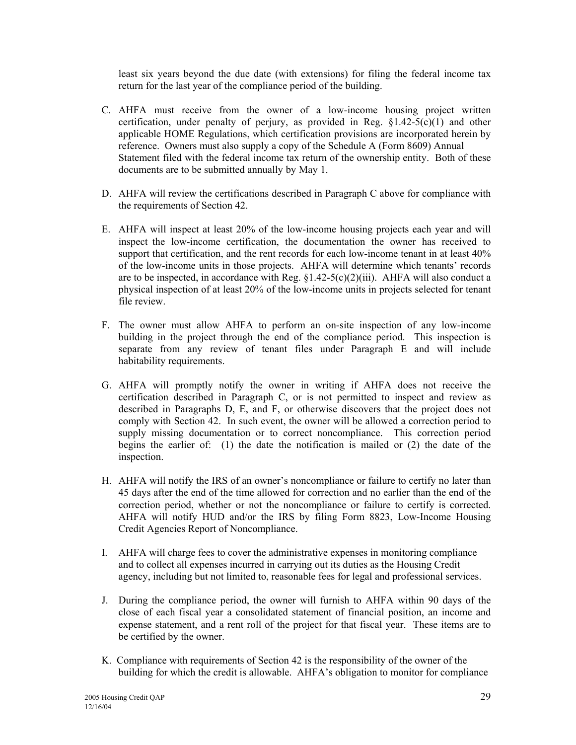least six years beyond the due date (with extensions) for filing the federal income tax return for the last year of the compliance period of the building.

C. AHFA must receive from the owner of a low-income housing project written certification, under penalty of perjury, as provided in Reg. §1.42-5(c)(1) and other applicable HOME Regulations, which certification provisions are incorporated herein by reference. Owners must also supply a copy of the Schedule A (Form 8609) Annual Statement filed with the federal income tax return of the ownership entity. Both of these documents are to be submitted annually by May 1.

D. AHFA will review the certifications described in Paragraph C above for compliance with the requirements of Section 42.

E. AHFA will inspect at least 20% of the low-income housing projects each year and will inspect the low-income certification, the documentation the owner has received to support that certification, and the rent records for each low-income tenant in at least 40% of the low-income units in those projects. AHFA will determine which tenants' records are to be inspected, in accordance with Reg. §1.42-5(c)(2)(iii). AHFA will also conduct a physical inspection of at least 20% of the low-income units in projects selected for tenant file review.

F. The owner must allow AHFA to perform an on-site inspection of any low-income building in the project through the end of the compliance period. This inspection is separate from any review of tenant files under Paragraph E and will include habitability requirements.

G. AHFA will promptly notify the owner in writing if AHFA does not receive the certification described in Paragraph C, or is not permitted to inspect and review as described in Paragraphs D, E, and F, or otherwise discovers that the project does not comply with Section 42. In such event, the owner will be allowed a correction period to supply missing documentation or to correct noncompliance. This correction period begins the earlier of: (1) the date the notification is mailed or (2) the date of the inspection.

H. AHFA will notify the IRS of an owner's noncompliance or failure to certify no later than 45 days after the end of the time allowed for correction and no earlier than the end of the correction period, whether or not the noncompliance or failure to certify is corrected. AHFA will notify HUD and/or the IRS by filing Form 8823, Low-Income Housing Credit Agencies Report of Noncompliance.

I. AHFA will charge fees to cover the administrative expenses in monitoring compliance and to collect all expenses incurred in carrying out its duties as the Housing Credit agency, including but not limited to, reasonable fees for legal and professional services.

J. During the compliance period, the owner will furnish to AHFA within 90 days of the close of each fiscal year a consolidated statement of financial position, an income and expense statement, and a rent roll of the project for that fiscal year. These items are to be certified by the owner.

K. Compliance with requirements of Section 42 is the responsibility of the owner of the building for which the credit is allowable. AHFA's obligation to monitor for compliance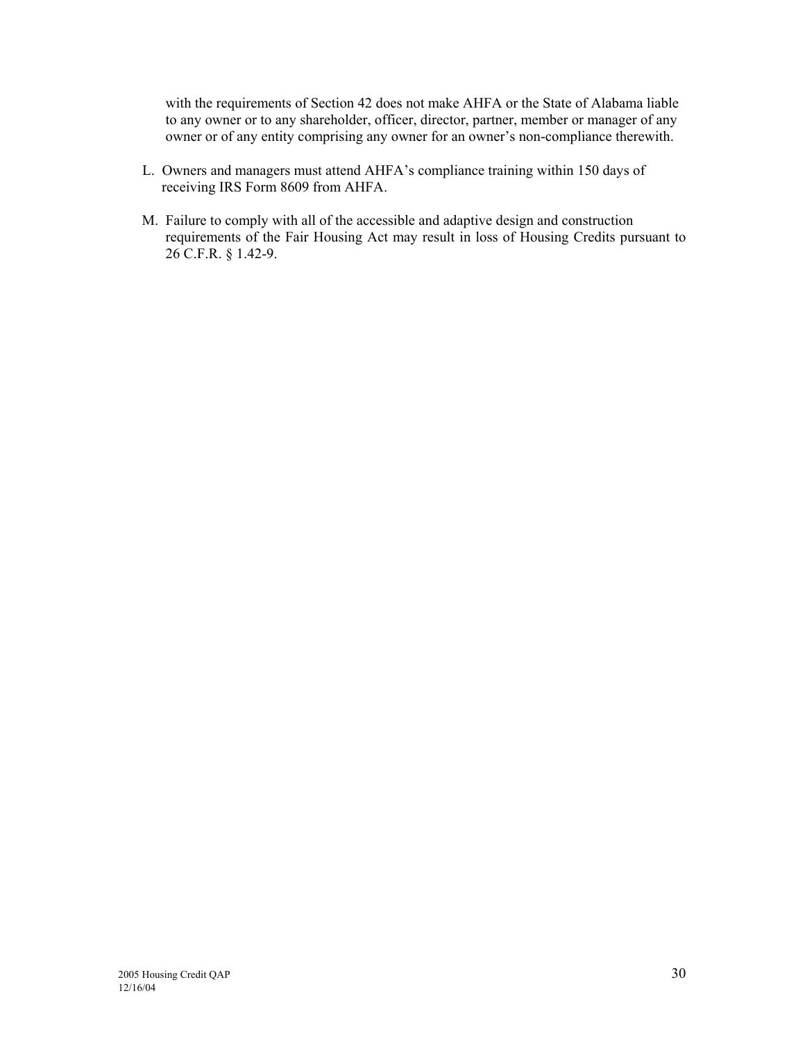with the requirements of Section 42 does not make AHFA or the State of Alabama liable to any owner or to any shareholder, officer, director, partner, member or manager of any owner or of any entity comprising any owner for an owner's non-compliance therewith.

L. Owners and managers must attend AHFA's compliance training within 150 days of receiving IRS Form 8609 from AHFA.

M. Failure to comply with all of the accessible and adaptive design and construction requirements of the Fair Housing Act may result in loss of Housing Credits pursuant to 26 C.F.R. § 1.42-9.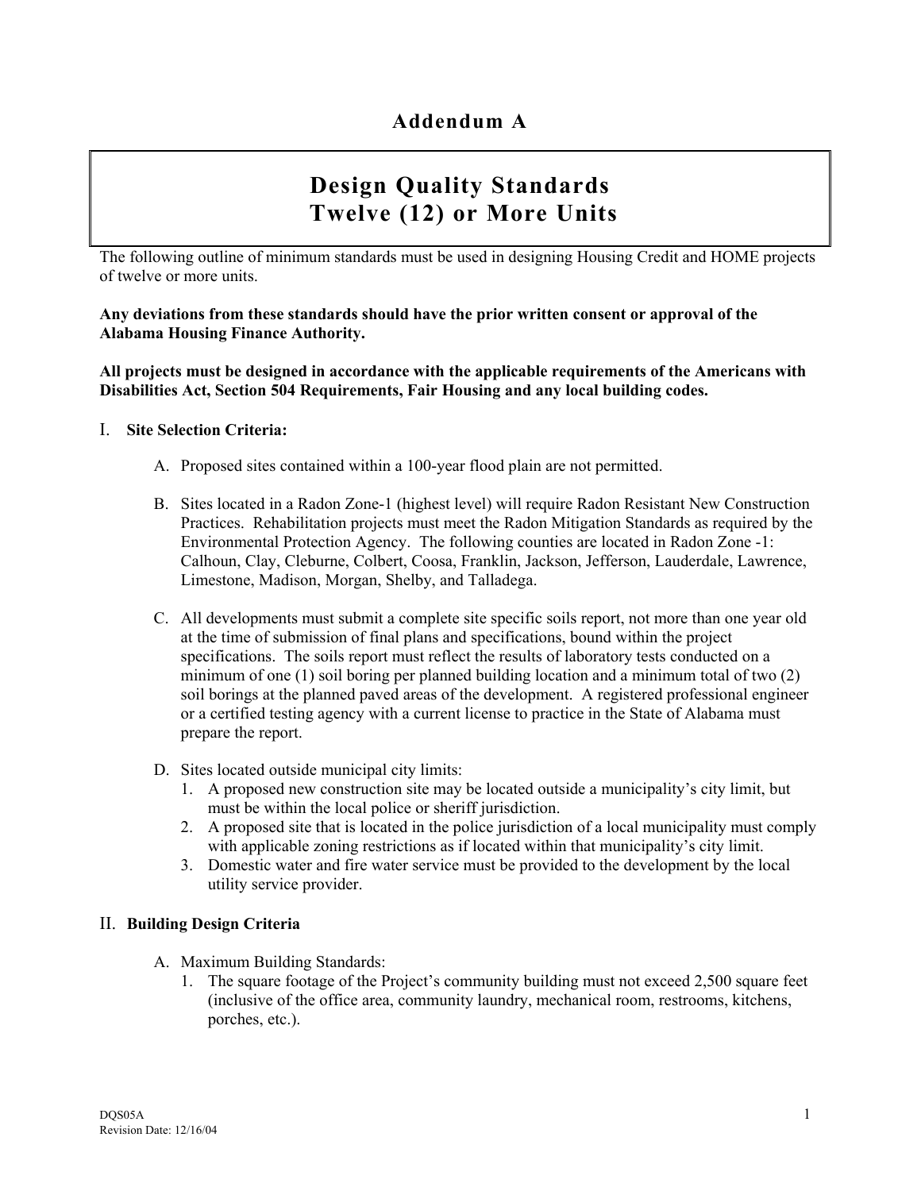# Addendum A

## Design Quality Standards
## Twelve (12) or More Units

The following outline of minimum standards must be used in designing Housing Credit and HOME projects of twelve or more units.

**Any deviations from these standards should have the prior written consent or approval of the Alabama Housing Finance Authority.**

**All projects must be designed in accordance with the applicable requirements of the Americans with Disabilities Act, Section 504 Requirements, Fair Housing and any local building codes.**

### I. Site Selection Criteria:

A. Proposed sites contained within a 100-year flood plain are not permitted.

B. Sites located in a Radon Zone-1 (highest level) will require Radon Resistant New Construction Practices. Rehabilitation projects must meet the Radon Mitigation Standards as required by the Environmental Protection Agency. The following counties are located in Radon Zone -1: Calhoun, Clay, Cleburne, Colbert, Coosa, Franklin, Jackson, Jefferson, Lauderdale, Lawrence, Limestone, Madison, Morgan, Shelby, and Talladega.

C. All developments must submit a complete site specific soils report, not more than one year old at the time of submission of final plans and specifications, bound within the project specifications. The soils report must reflect the results of laboratory tests conducted on a minimum of one (1) soil boring per planned building location and a minimum total of two (2) soil borings at the planned paved areas of the development. A registered professional engineer or a certified testing agency with a current license to practice in the State of Alabama must prepare the report.

D. Sites located outside municipal city limits:
   1. A proposed new construction site may be located outside a municipality's city limit, but must be within the local police or sheriff jurisdiction.
   2. A proposed site that is located in the police jurisdiction of a local municipality must comply with applicable zoning restrictions as if located within that municipality's city limit.
   3. Domestic water and fire water service must be provided to the development by the local utility service provider.

### II. Building Design Criteria

A. Maximum Building Standards:
   1. The square footage of the Project's community building must not exceed 2,500 square feet (inclusive of the office area, community laundry, mechanical room, restrooms, kitchens, porches, etc.).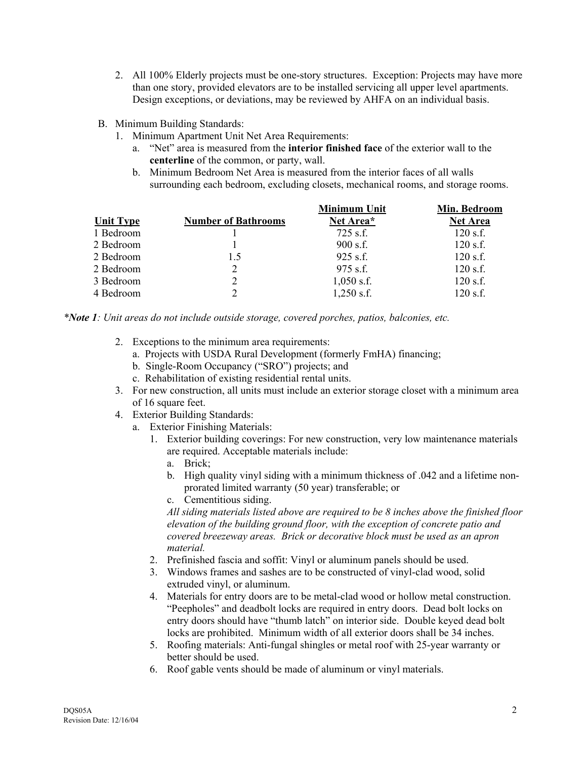2. All 100% Elderly projects must be one-story structures. Exception: Projects may have more than one story, provided elevators are to be installed servicing all upper level apartments. Design exceptions, or deviations, may be reviewed by AHFA on an individual basis.

B. Minimum Building Standards:
   1. Minimum Apartment Unit Net Area Requirements:
      a. "Net" area is measured from the **interior finished face** of the exterior wall to the **centerline** of the common, or party, wall.
      b. Minimum Bedroom Net Area is measured from the interior faces of all walls surrounding each bedroom, excluding closets, mechanical rooms, and storage rooms.

| Unit Type | Number of Bathrooms | Minimum Unit Net Area* | Min. Bedroom Net Area |
|---|---|---|---|
| 1 Bedroom | 1 | 725 s.f. | 120 s.f. |
| 2 Bedroom | 1 | 900 s.f. | 120 s.f. |
| 2 Bedroom | 1.5 | 925 s.f. | 120 s.f. |
| 2 Bedroom | 2 | 975 s.f. | 120 s.f. |
| 3 Bedroom | 2 | 1,050 s.f. | 120 s.f. |
| 4 Bedroom | 2 | 1,250 s.f. | 120 s.f. |

*\*Note 1: Unit areas do not include outside storage, covered porches, patios, balconies, etc.*

   2. Exceptions to the minimum area requirements:
      a. Projects with USDA Rural Development (formerly FmHA) financing;
      b. Single-Room Occupancy ("SRO") projects; and
      c. Rehabilitation of existing residential rental units.
   3. For new construction, all units must include an exterior storage closet with a minimum area of 16 square feet.
   4. Exterior Building Standards:
      a. Exterior Finishing Materials:
         1. Exterior building coverings: For new construction, very low maintenance materials are required. Acceptable materials include:
            a. Brick;
            b. High quality vinyl siding with a minimum thickness of .042 and a lifetime non-prorated limited warranty (50 year) transferable; or
            c. Cementitious siding.

            *All siding materials listed above are required to be 8 inches above the finished floor elevation of the building ground floor, with the exception of concrete patio and covered breezeway areas. Brick or decorative block must be used as an apron material.*
         2. Prefinished fascia and soffit: Vinyl or aluminum panels should be used.
         3. Windows frames and sashes are to be constructed of vinyl-clad wood, solid extruded vinyl, or aluminum.
         4. Materials for entry doors are to be metal-clad wood or hollow metal construction. "Peepholes" and deadbolt locks are required in entry doors. Dead bolt locks on entry doors should have "thumb latch" on interior side. Double keyed dead bolt locks are prohibited. Minimum width of all exterior doors shall be 34 inches.
         5. Roofing materials: Anti-fungal shingles or metal roof with 25-year warranty or better should be used.
         6. Roof gable vents should be made of aluminum or vinyl materials.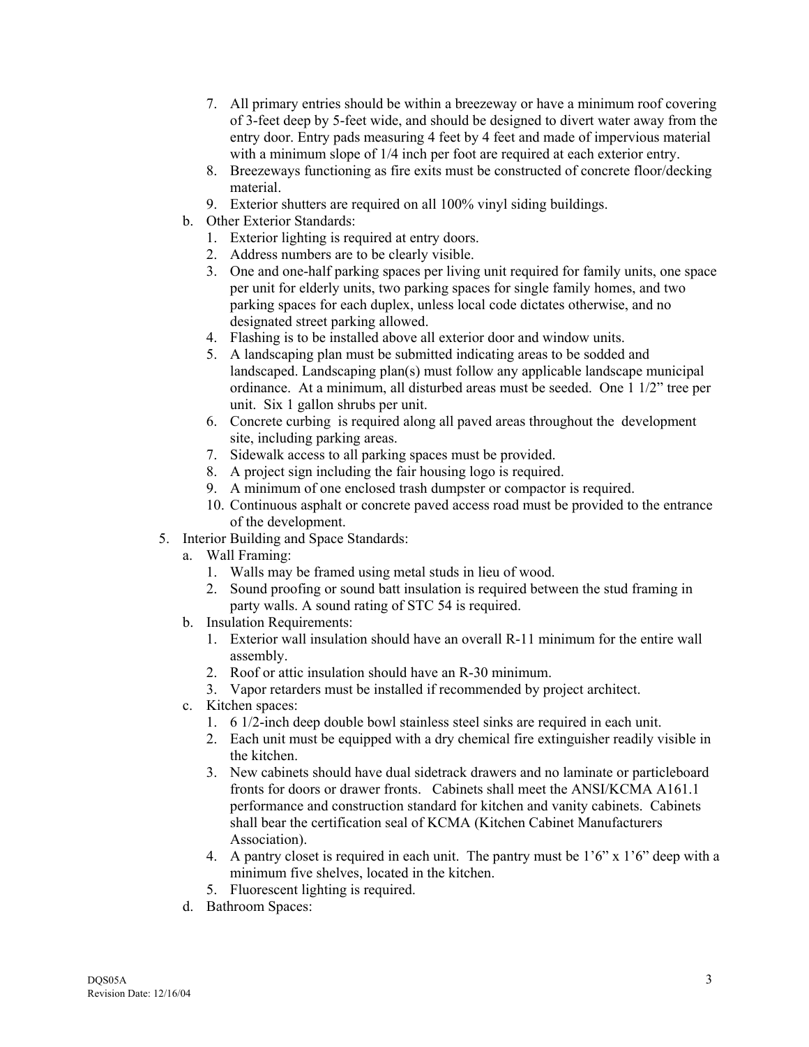7. All primary entries should be within a breezeway or have a minimum roof covering of 3-feet deep by 5-feet wide, and should be designed to divert water away from the entry door. Entry pads measuring 4 feet by 4 feet and made of impervious material with a minimum slope of 1/4 inch per foot are required at each exterior entry.
8. Breezeways functioning as fire exits must be constructed of concrete floor/decking material.
9. Exterior shutters are required on all 100% vinyl siding buildings.

b. Other Exterior Standards:
1. Exterior lighting is required at entry doors.
2. Address numbers are to be clearly visible.
3. One and one-half parking spaces per living unit required for family units, one space per unit for elderly units, two parking spaces for single family homes, and two parking spaces for each duplex, unless local code dictates otherwise, and no designated street parking allowed.
4. Flashing is to be installed above all exterior door and window units.
5. A landscaping plan must be submitted indicating areas to be sodded and landscaped. Landscaping plan(s) must follow any applicable landscape municipal ordinance. At a minimum, all disturbed areas must be seeded. One 1 1/2" tree per unit. Six 1 gallon shrubs per unit.
6. Concrete curbing is required along all paved areas throughout the development site, including parking areas.
7. Sidewalk access to all parking spaces must be provided.
8. A project sign including the fair housing logo is required.
9. A minimum of one enclosed trash dumpster or compactor is required.
10. Continuous asphalt or concrete paved access road must be provided to the entrance of the development.

5. Interior Building and Space Standards:

a. Wall Framing:
1. Walls may be framed using metal studs in lieu of wood.
2. Sound proofing or sound batt insulation is required between the stud framing in party walls. A sound rating of STC 54 is required.

b. Insulation Requirements:
1. Exterior wall insulation should have an overall R-11 minimum for the entire wall assembly.
2. Roof or attic insulation should have an R-30 minimum.
3. Vapor retarders must be installed if recommended by project architect.

c. Kitchen spaces:
1. 6 1/2-inch deep double bowl stainless steel sinks are required in each unit.
2. Each unit must be equipped with a dry chemical fire extinguisher readily visible in the kitchen.
3. New cabinets should have dual sidetrack drawers and no laminate or particleboard fronts for doors or drawer fronts. Cabinets shall meet the ANSI/KCMA A161.1 performance and construction standard for kitchen and vanity cabinets. Cabinets shall bear the certification seal of KCMA (Kitchen Cabinet Manufacturers Association).
4. A pantry closet is required in each unit. The pantry must be 1'6" x 1'6" deep with a minimum five shelves, located in the kitchen.
5. Fluorescent lighting is required.

d. Bathroom Spaces: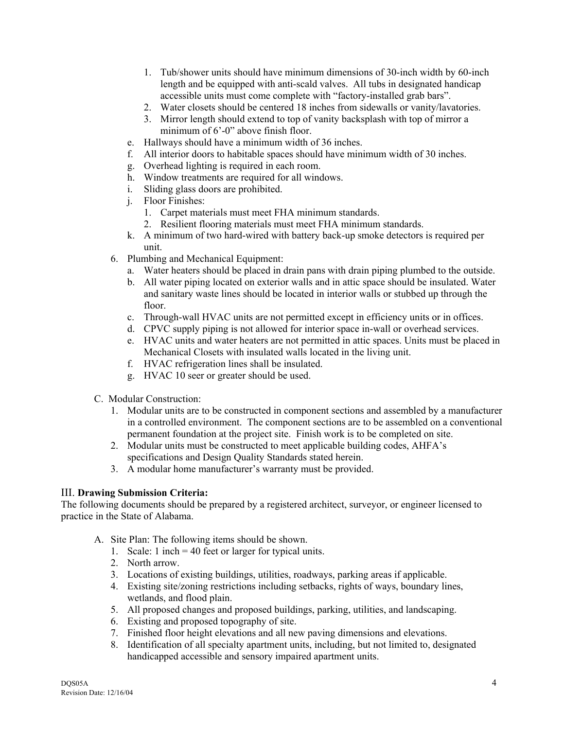1. Tub/shower units should have minimum dimensions of 30-inch width by 60-inch length and be equipped with anti-scald valves. All tubs in designated handicap accessible units must come complete with "factory-installed grab bars".
2. Water closets should be centered 18 inches from sidewalls or vanity/lavatories.
3. Mirror length should extend to top of vanity backsplash with top of mirror a minimum of 6'-0" above finish floor.

e. Hallways should have a minimum width of 36 inches.
f. All interior doors to habitable spaces should have minimum width of 30 inches.
g. Overhead lighting is required in each room.
h. Window treatments are required for all windows.
i. Sliding glass doors are prohibited.
j. Floor Finishes:
   1. Carpet materials must meet FHA minimum standards.
   2. Resilient flooring materials must meet FHA minimum standards.
k. A minimum of two hard-wired with battery back-up smoke detectors is required per unit.

6. Plumbing and Mechanical Equipment:
   a. Water heaters should be placed in drain pans with drain piping plumbed to the outside.
   b. All water piping located on exterior walls and in attic space should be insulated. Water and sanitary waste lines should be located in interior walls or stubbed up through the floor.
   c. Through-wall HVAC units are not permitted except in efficiency units or in offices.
   d. CPVC supply piping is not allowed for interior space in-wall or overhead services.
   e. HVAC units and water heaters are not permitted in attic spaces. Units must be placed in Mechanical Closets with insulated walls located in the living unit.
   f. HVAC refrigeration lines shall be insulated.
   g. HVAC 10 seer or greater should be used.

C. Modular Construction:
   1. Modular units are to be constructed in component sections and assembled by a manufacturer in a controlled environment. The component sections are to be assembled on a conventional permanent foundation at the project site. Finish work is to be completed on site.
   2. Modular units must be constructed to meet applicable building codes, AHFA's specifications and Design Quality Standards stated herein.
   3. A modular home manufacturer's warranty must be provided.

## III. **Drawing Submission Criteria:**

The following documents should be prepared by a registered architect, surveyor, or engineer licensed to practice in the State of Alabama.

A. Site Plan: The following items should be shown.
   1. Scale: 1 inch = 40 feet or larger for typical units.
   2. North arrow.
   3. Locations of existing buildings, utilities, roadways, parking areas if applicable.
   4. Existing site/zoning restrictions including setbacks, rights of ways, boundary lines, wetlands, and flood plain.
   5. All proposed changes and proposed buildings, parking, utilities, and landscaping.
   6. Existing and proposed topography of site.
   7. Finished floor height elevations and all new paving dimensions and elevations.
   8. Identification of all specialty apartment units, including, but not limited to, designated handicapped accessible and sensory impaired apartment units.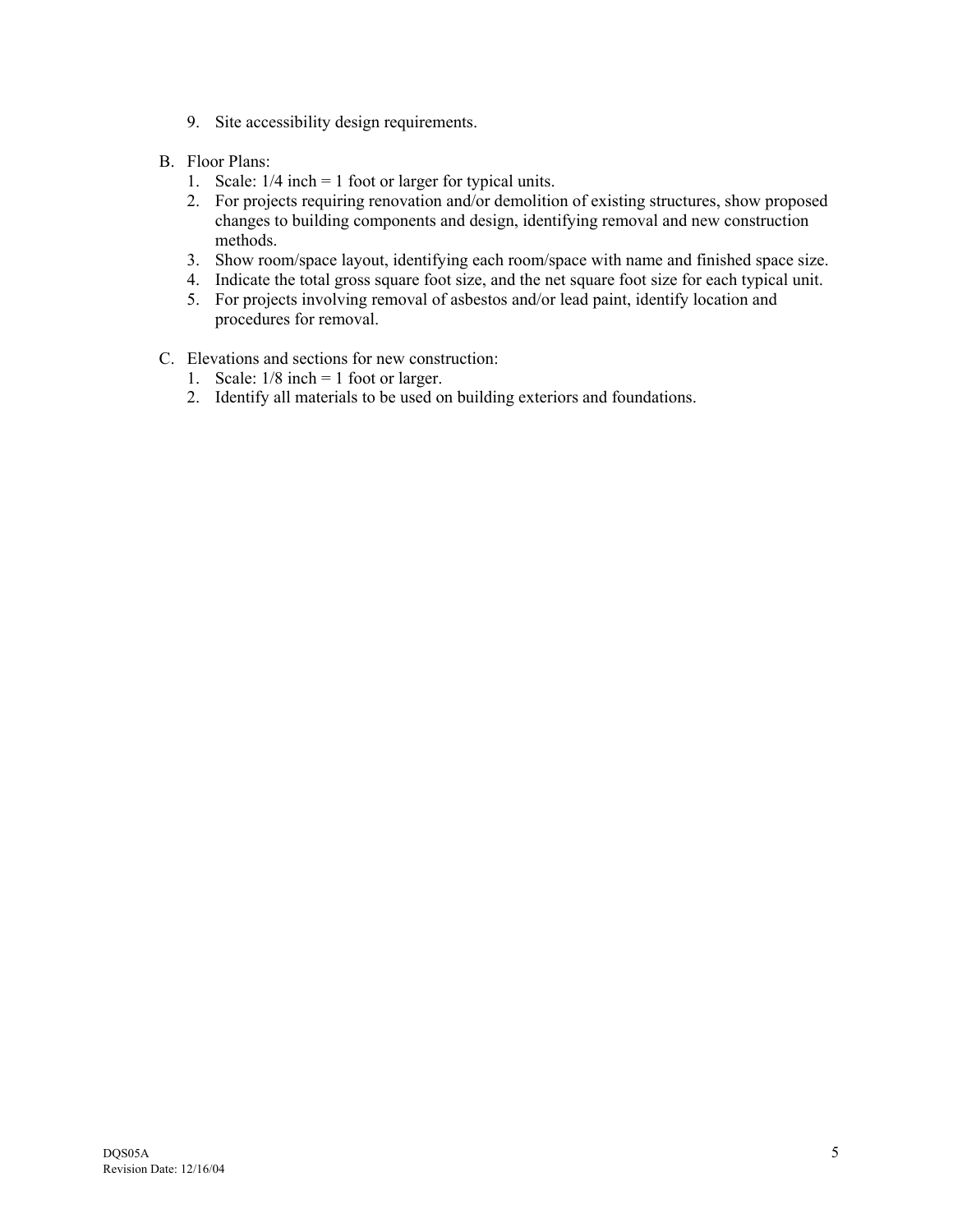9. Site accessibility design requirements.

B. Floor Plans:
   1. Scale: 1/4 inch = 1 foot or larger for typical units.
   2. For projects requiring renovation and/or demolition of existing structures, show proposed changes to building components and design, identifying removal and new construction methods.
   3. Show room/space layout, identifying each room/space with name and finished space size.
   4. Indicate the total gross square foot size, and the net square foot size for each typical unit.
   5. For projects involving removal of asbestos and/or lead paint, identify location and procedures for removal.

C. Elevations and sections for new construction:
   1. Scale: 1/8 inch = 1 foot or larger.
   2. Identify all materials to be used on building exteriors and foundations.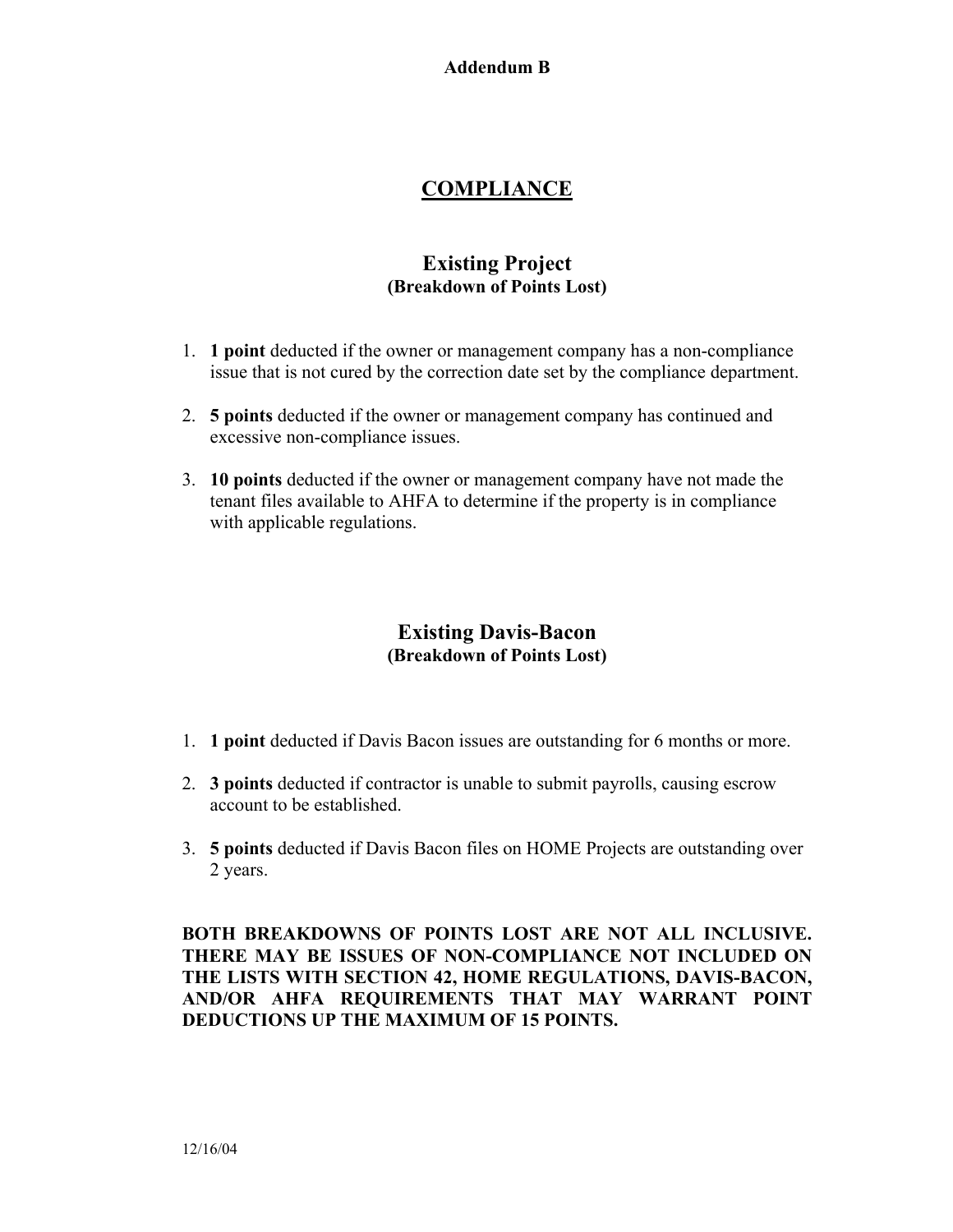**Addendum B**

# COMPLIANCE

## Existing Project

**(Breakdown of Points Lost)**

1. **1 point** deducted if the owner or management company has a non-compliance issue that is not cured by the correction date set by the compliance department.
2. **5 points** deducted if the owner or management company has continued and excessive non-compliance issues.
3. **10 points** deducted if the owner or management company have not made the tenant files available to AHFA to determine if the property is in compliance with applicable regulations.

## Existing Davis-Bacon

**(Breakdown of Points Lost)**

1. **1 point** deducted if Davis Bacon issues are outstanding for 6 months or more.
2. **3 points** deducted if contractor is unable to submit payrolls, causing escrow account to be established.
3. **5 points** deducted if Davis Bacon files on HOME Projects are outstanding over 2 years.

**BOTH BREAKDOWNS OF POINTS LOST ARE NOT ALL INCLUSIVE. THERE MAY BE ISSUES OF NON-COMPLIANCE NOT INCLUDED ON THE LISTS WITH SECTION 42, HOME REGULATIONS, DAVIS-BACON, AND/OR AHFA REQUIREMENTS THAT MAY WARRANT POINT DEDUCTIONS UP THE MAXIMUM OF 15 POINTS.**

12/16/04